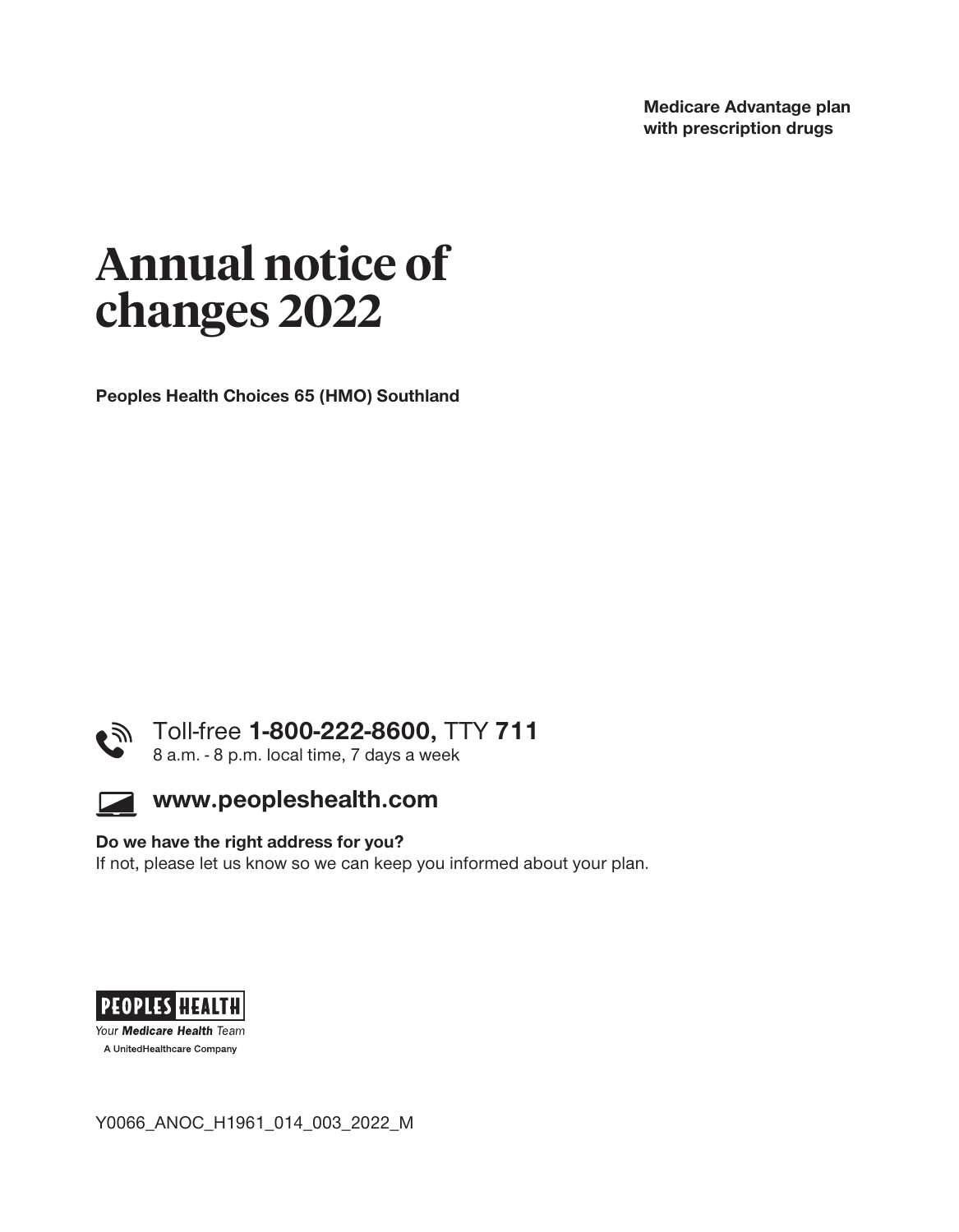**Medicare Advantage plan with prescription drugs**

# Annual notice of changes 2022

**Peoples Health Choices 65 (HMO) Southland**

Toll-free **1-800-222-8600,** TTY **711**
8 a.m. - 8 p.m. local time, 7 days a week

**www.peopleshealth.com**

**Do we have the right address for you?**
If not, please let us know so we can keep you informed about your plan.

PEOPLES HEALTH
*Your **Medicare Health** Team*
A UnitedHealthcare Company

Y0066_ANOC_H1961_014_003_2022_M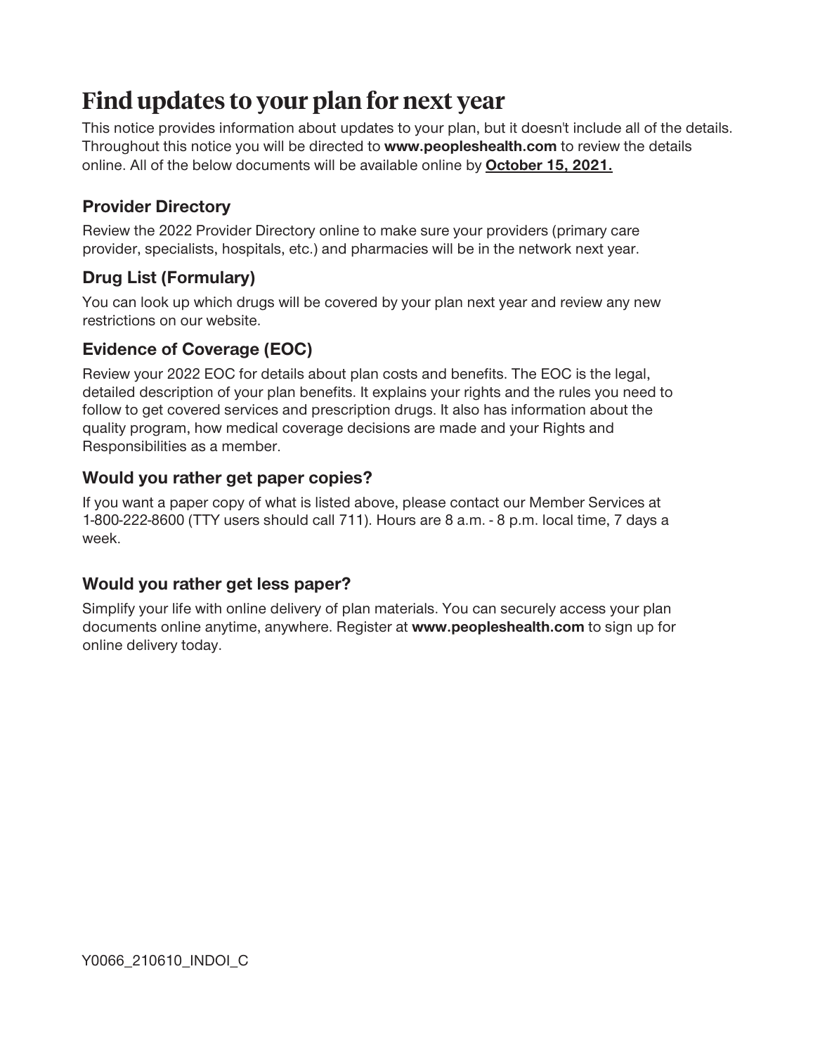# Find updates to your plan for next year

This notice provides information about updates to your plan, but it doesn't include all of the details. Throughout this notice you will be directed to **www.peopleshealth.com** to review the details online. All of the below documents will be available online by **October 15, 2021.**

## Provider Directory

Review the 2022 Provider Directory online to make sure your providers (primary care provider, specialists, hospitals, etc.) and pharmacies will be in the network next year.

## Drug List (Formulary)

You can look up which drugs will be covered by your plan next year and review any new restrictions on our website.

## Evidence of Coverage (EOC)

Review your 2022 EOC for details about plan costs and benefits. The EOC is the legal, detailed description of your plan benefits. It explains your rights and the rules you need to follow to get covered services and prescription drugs. It also has information about the quality program, how medical coverage decisions are made and your Rights and Responsibilities as a member.

## Would you rather get paper copies?

If you want a paper copy of what is listed above, please contact our Member Services at 1-800-222-8600 (TTY users should call 711). Hours are 8 a.m. - 8 p.m. local time, 7 days a week.

## Would you rather get less paper?

Simplify your life with online delivery of plan materials. You can securely access your plan documents online anytime, anywhere. Register at **www.peopleshealth.com** to sign up for online delivery today.

Y0066_210610_INDOI_C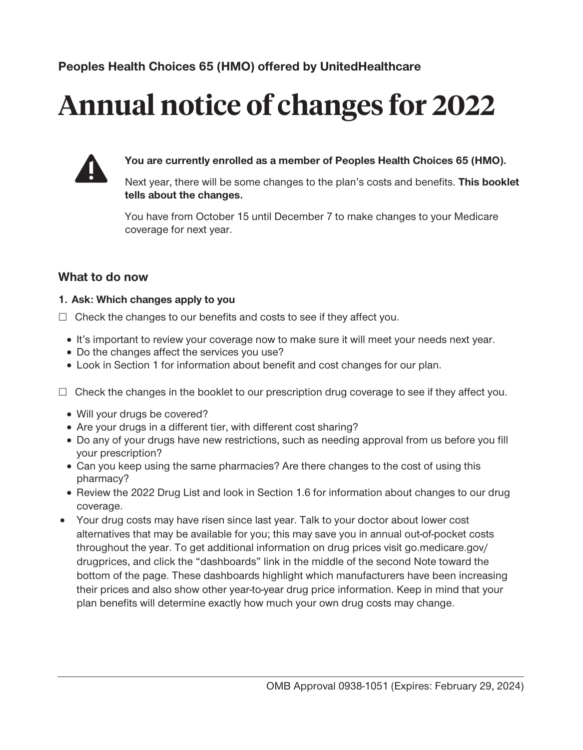**Peoples Health Choices 65 (HMO) offered by UnitedHealthcare**

# Annual notice of changes for 2022

**You are currently enrolled as a member of Peoples Health Choices 65 (HMO).**

Next year, there will be some changes to the plan's costs and benefits. **This booklet tells about the changes.**

You have from October 15 until December 7 to make changes to your Medicare coverage for next year.

## What to do now

**1. Ask: Which changes apply to you**

☐ Check the changes to our benefits and costs to see if they affect you.

- It's important to review your coverage now to make sure it will meet your needs next year.
- Do the changes affect the services you use?
- Look in Section 1 for information about benefit and cost changes for our plan.

☐ Check the changes in the booklet to our prescription drug coverage to see if they affect you.

- Will your drugs be covered?
- Are your drugs in a different tier, with different cost sharing?
- Do any of your drugs have new restrictions, such as needing approval from us before you fill your prescription?
- Can you keep using the same pharmacies? Are there changes to the cost of using this pharmacy?
- Review the 2022 Drug List and look in Section 1.6 for information about changes to our drug coverage.
- Your drug costs may have risen since last year. Talk to your doctor about lower cost alternatives that may be available for you; this may save you in annual out-of-pocket costs throughout the year. To get additional information on drug prices visit go.medicare.gov/drugprices, and click the "dashboards" link in the middle of the second Note toward the bottom of the page. These dashboards highlight which manufacturers have been increasing their prices and also show other year-to-year drug price information. Keep in mind that your plan benefits will determine exactly how much your own drug costs may change.

OMB Approval 0938-1051 (Expires: February 29, 2024)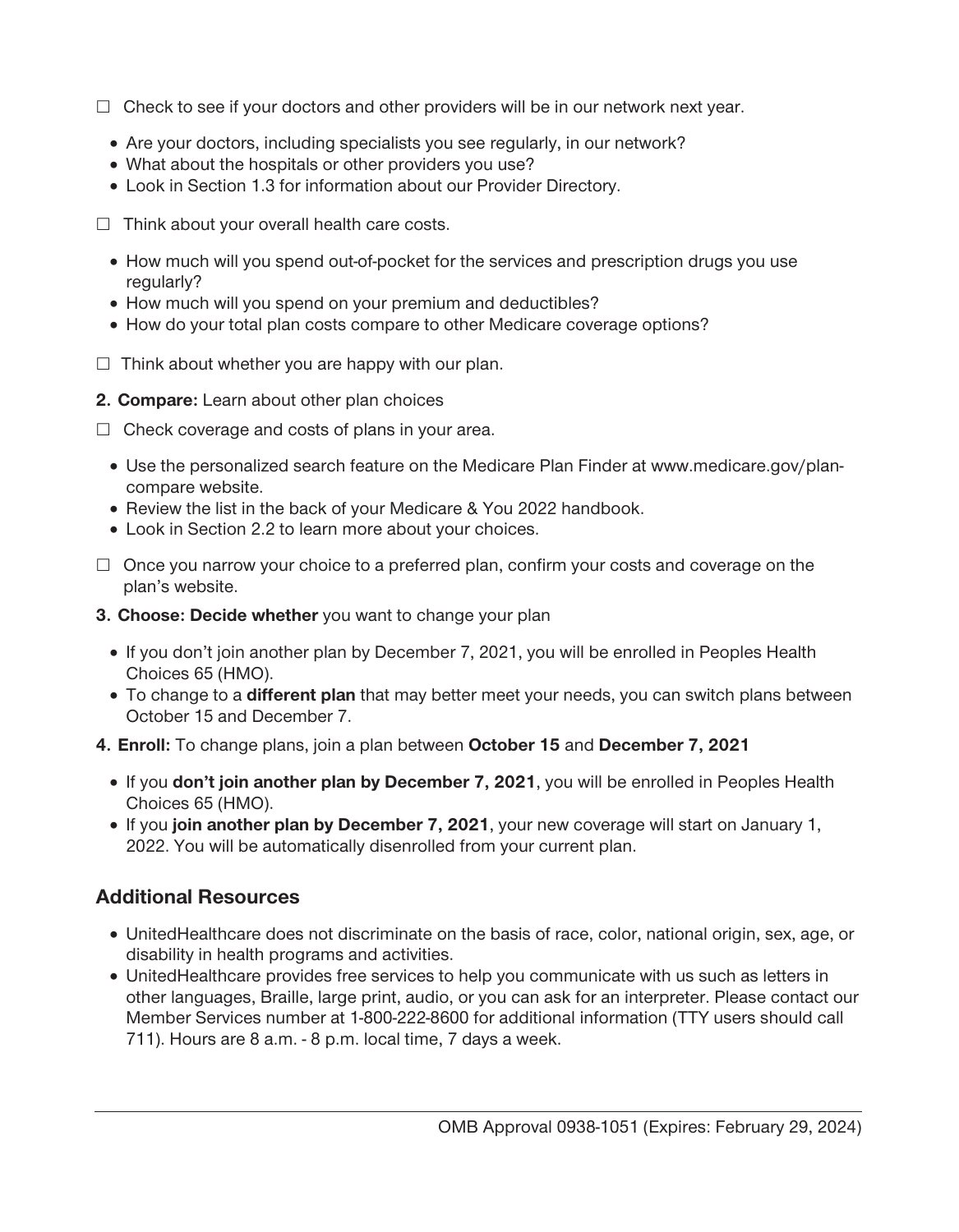☐ Check to see if your doctors and other providers will be in our network next year.

- Are your doctors, including specialists you see regularly, in our network?
- What about the hospitals or other providers you use?
- Look in Section 1.3 for information about our Provider Directory.

☐ Think about your overall health care costs.

- How much will you spend out-of-pocket for the services and prescription drugs you use regularly?
- How much will you spend on your premium and deductibles?
- How do your total plan costs compare to other Medicare coverage options?

☐ Think about whether you are happy with our plan.

**2. Compare:** Learn about other plan choices

☐ Check coverage and costs of plans in your area.

- Use the personalized search feature on the Medicare Plan Finder at www.medicare.gov/plan-compare website.
- Review the list in the back of your Medicare & You 2022 handbook.
- Look in Section 2.2 to learn more about your choices.

☐ Once you narrow your choice to a preferred plan, confirm your costs and coverage on the plan's website.

**3. Choose: Decide whether** you want to change your plan

- If you don't join another plan by December 7, 2021, you will be enrolled in Peoples Health Choices 65 (HMO).
- To change to a **different plan** that may better meet your needs, you can switch plans between October 15 and December 7.

**4. Enroll:** To change plans, join a plan between **October 15** and **December 7, 2021**

- If you **don't join another plan by December 7, 2021**, you will be enrolled in Peoples Health Choices 65 (HMO).
- If you **join another plan by December 7, 2021**, your new coverage will start on January 1, 2022. You will be automatically disenrolled from your current plan.

## Additional Resources

- UnitedHealthcare does not discriminate on the basis of race, color, national origin, sex, age, or disability in health programs and activities.
- UnitedHealthcare provides free services to help you communicate with us such as letters in other languages, Braille, large print, audio, or you can ask for an interpreter. Please contact our Member Services number at 1-800-222-8600 for additional information (TTY users should call 711). Hours are 8 a.m. - 8 p.m. local time, 7 days a week.

OMB Approval 0938-1051 (Expires: February 29, 2024)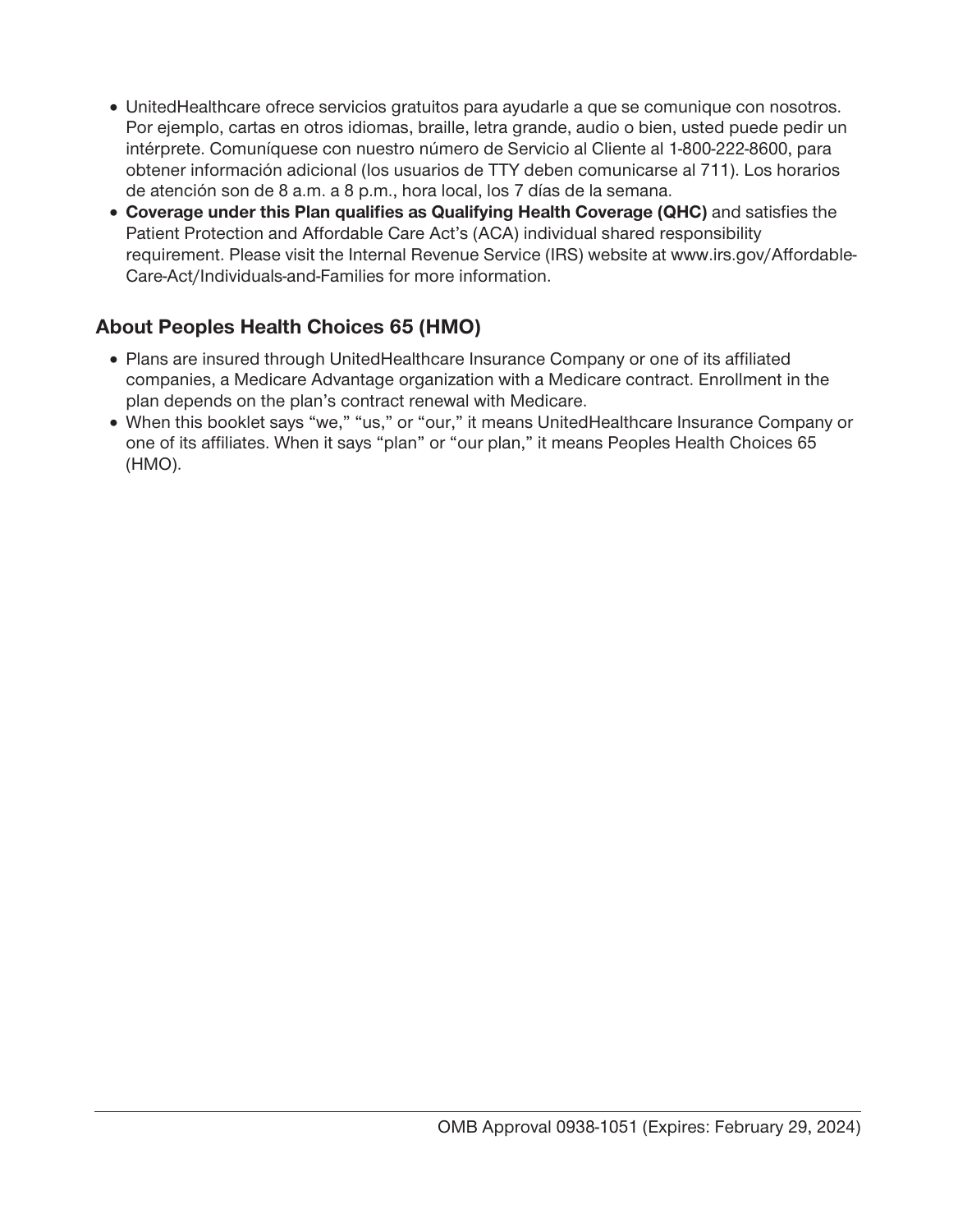- UnitedHealthcare ofrece servicios gratuitos para ayudarle a que se comunique con nosotros. Por ejemplo, cartas en otros idiomas, braille, letra grande, audio o bien, usted puede pedir un intérprete. Comuníquese con nuestro número de Servicio al Cliente al 1-800-222-8600, para obtener información adicional (los usuarios de TTY deben comunicarse al 711). Los horarios de atención son de 8 a.m. a 8 p.m., hora local, los 7 días de la semana.
- **Coverage under this Plan qualifies as Qualifying Health Coverage (QHC)** and satisfies the Patient Protection and Affordable Care Act's (ACA) individual shared responsibility requirement. Please visit the Internal Revenue Service (IRS) website at www.irs.gov/Affordable-Care-Act/Individuals-and-Families for more information.

## About Peoples Health Choices 65 (HMO)

- Plans are insured through UnitedHealthcare Insurance Company or one of its affiliated companies, a Medicare Advantage organization with a Medicare contract. Enrollment in the plan depends on the plan's contract renewal with Medicare.
- When this booklet says "we," "us," or "our," it means UnitedHealthcare Insurance Company or one of its affiliates. When it says "plan" or "our plan," it means Peoples Health Choices 65 (HMO).

OMB Approval 0938-1051 (Expires: February 29, 2024)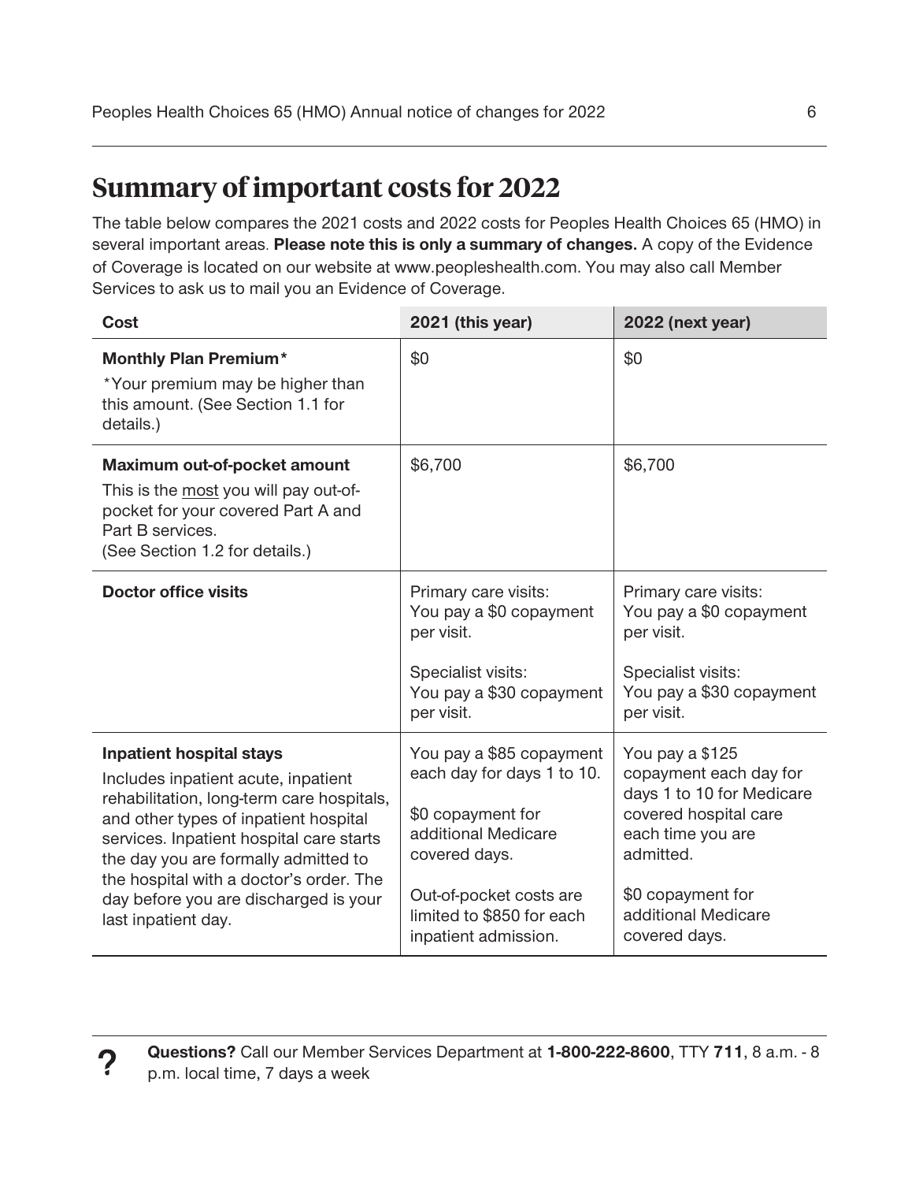# Summary of important costs for 2022

The table below compares the 2021 costs and 2022 costs for Peoples Health Choices 65 (HMO) in several important areas. **Please note this is only a summary of changes.** A copy of the Evidence of Coverage is located on our website at www.peopleshealth.com. You may also call Member Services to ask us to mail you an Evidence of Coverage.

| Cost | 2021 (this year) | 2022 (next year) |
|---|---|---|
| **Monthly Plan Premium***<br>*Your premium may be higher than this amount. (See Section 1.1 for details.) | $0 | $0 |
| **Maximum out-of-pocket amount**<br>This is the most you will pay out-of-pocket for your covered Part A and Part B services.<br>(See Section 1.2 for details.) | $6,700 | $6,700 |
| **Doctor office visits** | Primary care visits: You pay a $0 copayment per visit.<br><br>Specialist visits: You pay a $30 copayment per visit. | Primary care visits: You pay a $0 copayment per visit.<br><br>Specialist visits: You pay a $30 copayment per visit. |
| **Inpatient hospital stays**<br>Includes inpatient acute, inpatient rehabilitation, long-term care hospitals, and other types of inpatient hospital services. Inpatient hospital care starts the day you are formally admitted to the hospital with a doctor's order. The day before you are discharged is your last inpatient day. | You pay a $85 copayment each day for days 1 to 10.<br><br>$0 copayment for additional Medicare covered days.<br><br>Out-of-pocket costs are limited to $850 for each inpatient admission. | You pay a $125 copayment each day for days 1 to 10 for Medicare covered hospital care each time you are admitted.<br><br>$0 copayment for additional Medicare covered days. |

**Questions?** Call our Member Services Department at **1-800-222-8600**, TTY **711**, 8 a.m. - 8 p.m. local time, 7 days a week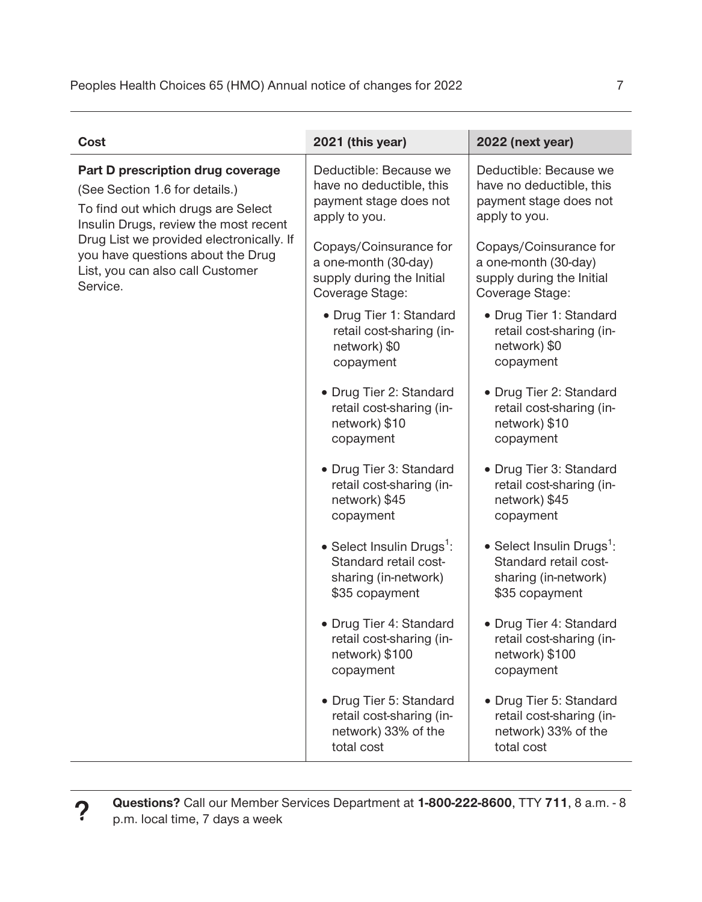| Cost | 2021 (this year) | 2022 (next year) |
|---|---|---|
| **Part D prescription drug coverage**<br>(See Section 1.6 for details.)<br>To find out which drugs are Select Insulin Drugs, review the most recent Drug List we provided electronically. If you have questions about the Drug List, you can also call Customer Service. | Deductible: Because we have no deductible, this payment stage does not apply to you.<br><br>Copays/Coinsurance for a one-month (30-day) supply during the Initial Coverage Stage:<br><br>• Drug Tier 1: Standard retail cost-sharing (in-network) $0 copayment<br><br>• Drug Tier 2: Standard retail cost-sharing (in-network) $10 copayment<br><br>• Drug Tier 3: Standard retail cost-sharing (in-network) $45 copayment<br><br>• Select Insulin Drugs[1]: Standard retail cost-sharing (in-network) $35 copayment<br><br>• Drug Tier 4: Standard retail cost-sharing (in-network) $100 copayment<br><br>• Drug Tier 5: Standard retail cost-sharing (in-network) 33% of the total cost | Deductible: Because we have no deductible, this payment stage does not apply to you.<br><br>Copays/Coinsurance for a one-month (30-day) supply during the Initial Coverage Stage:<br><br>• Drug Tier 1: Standard retail cost-sharing (in-network) $0 copayment<br><br>• Drug Tier 2: Standard retail cost-sharing (in-network) $10 copayment<br><br>• Drug Tier 3: Standard retail cost-sharing (in-network) $45 copayment<br><br>• Select Insulin Drugs[1]: Standard retail cost-sharing (in-network) $35 copayment<br><br>• Drug Tier 4: Standard retail cost-sharing (in-network) $100 copayment<br><br>• Drug Tier 5: Standard retail cost-sharing (in-network) 33% of the total cost |

**Questions?** Call our Member Services Department at **1-800-222-8600**, TTY **711**, 8 a.m. - 8 p.m. local time, 7 days a week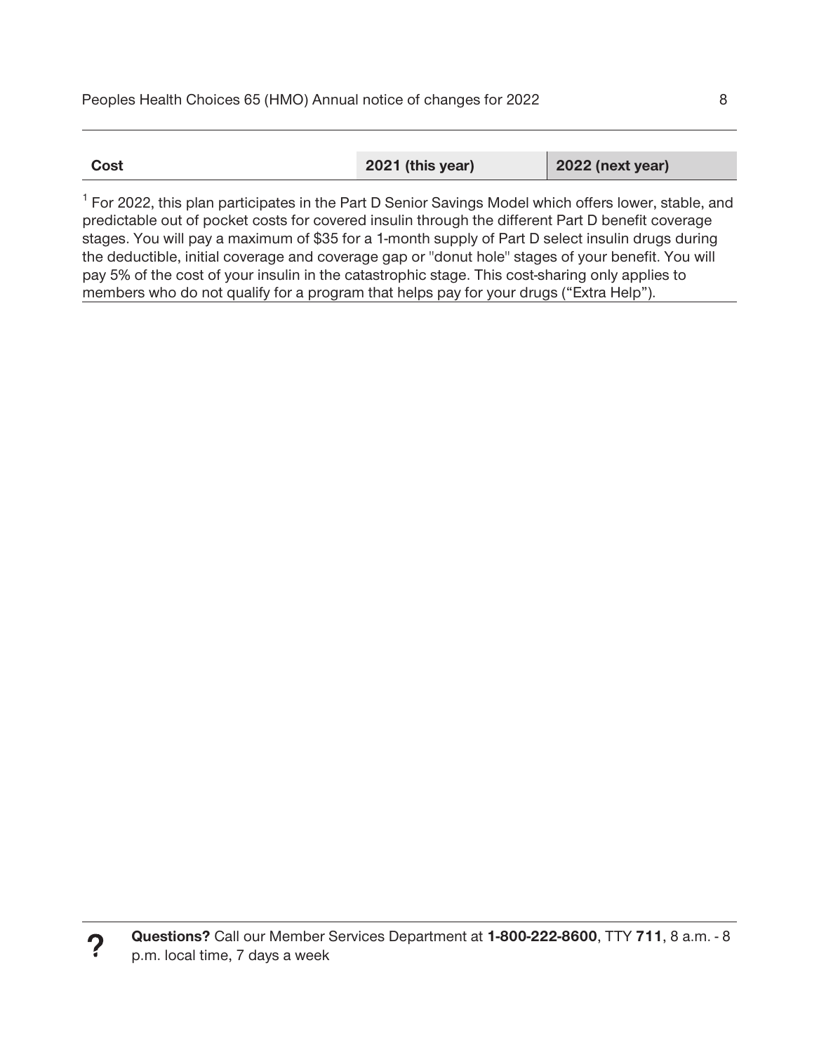| Cost | 2021 (this year) | 2022 (next year) |
| --- | --- | --- |

[1] For 2022, this plan participates in the Part D Senior Savings Model which offers lower, stable, and predictable out of pocket costs for covered insulin through the different Part D benefit coverage stages. You will pay a maximum of $35 for a 1-month supply of Part D select insulin drugs during the deductible, initial coverage and coverage gap or "donut hole" stages of your benefit. You will pay 5% of the cost of your insulin in the catastrophic stage. This cost-sharing only applies to members who do not qualify for a program that helps pay for your drugs ("Extra Help").

**Questions?** Call our Member Services Department at **1-800-222-8600**, TTY **711**, 8 a.m. - 8 p.m. local time, 7 days a week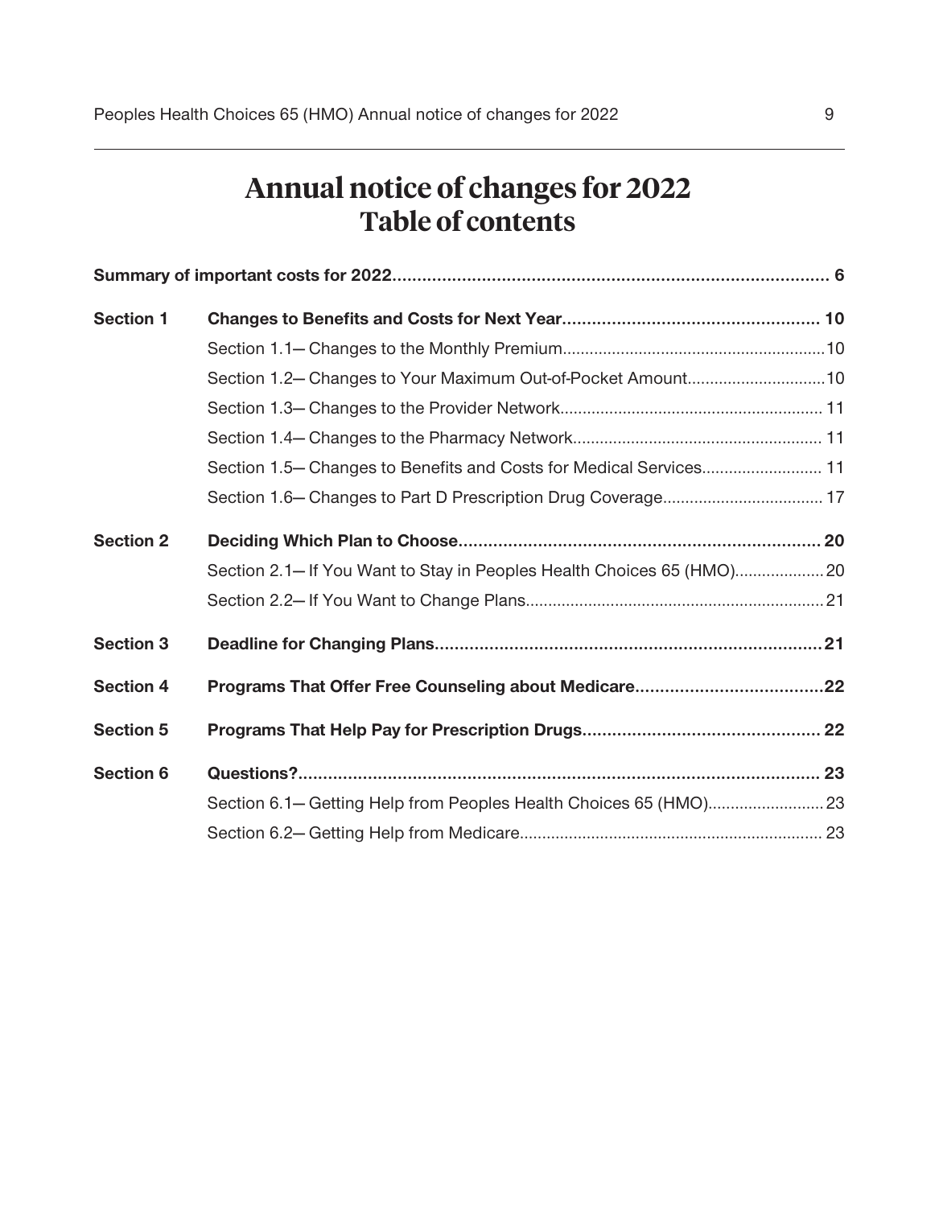# Annual notice of changes for 2022
# Table of contents

| | | |
|---|---|---|
| **Summary of important costs for 2022** | | **6** |
| **Section 1** | **Changes to Benefits and Costs for Next Year** | **10** |
| | Section 1.1— Changes to the Monthly Premium | 10 |
| | Section 1.2— Changes to Your Maximum Out-of-Pocket Amount | 10 |
| | Section 1.3— Changes to the Provider Network | 11 |
| | Section 1.4— Changes to the Pharmacy Network | 11 |
| | Section 1.5— Changes to Benefits and Costs for Medical Services | 11 |
| | Section 1.6— Changes to Part D Prescription Drug Coverage | 17 |
| **Section 2** | **Deciding Which Plan to Choose** | **20** |
| | Section 2.1— If You Want to Stay in Peoples Health Choices 65 (HMO) | 20 |
| | Section 2.2— If You Want to Change Plans | 21 |
| **Section 3** | **Deadline for Changing Plans** | **21** |
| **Section 4** | **Programs That Offer Free Counseling about Medicare** | **22** |
| **Section 5** | **Programs That Help Pay for Prescription Drugs** | **22** |
| **Section 6** | **Questions?** | **23** |
| | Section 6.1— Getting Help from Peoples Health Choices 65 (HMO) | 23 |
| | Section 6.2— Getting Help from Medicare | 23 |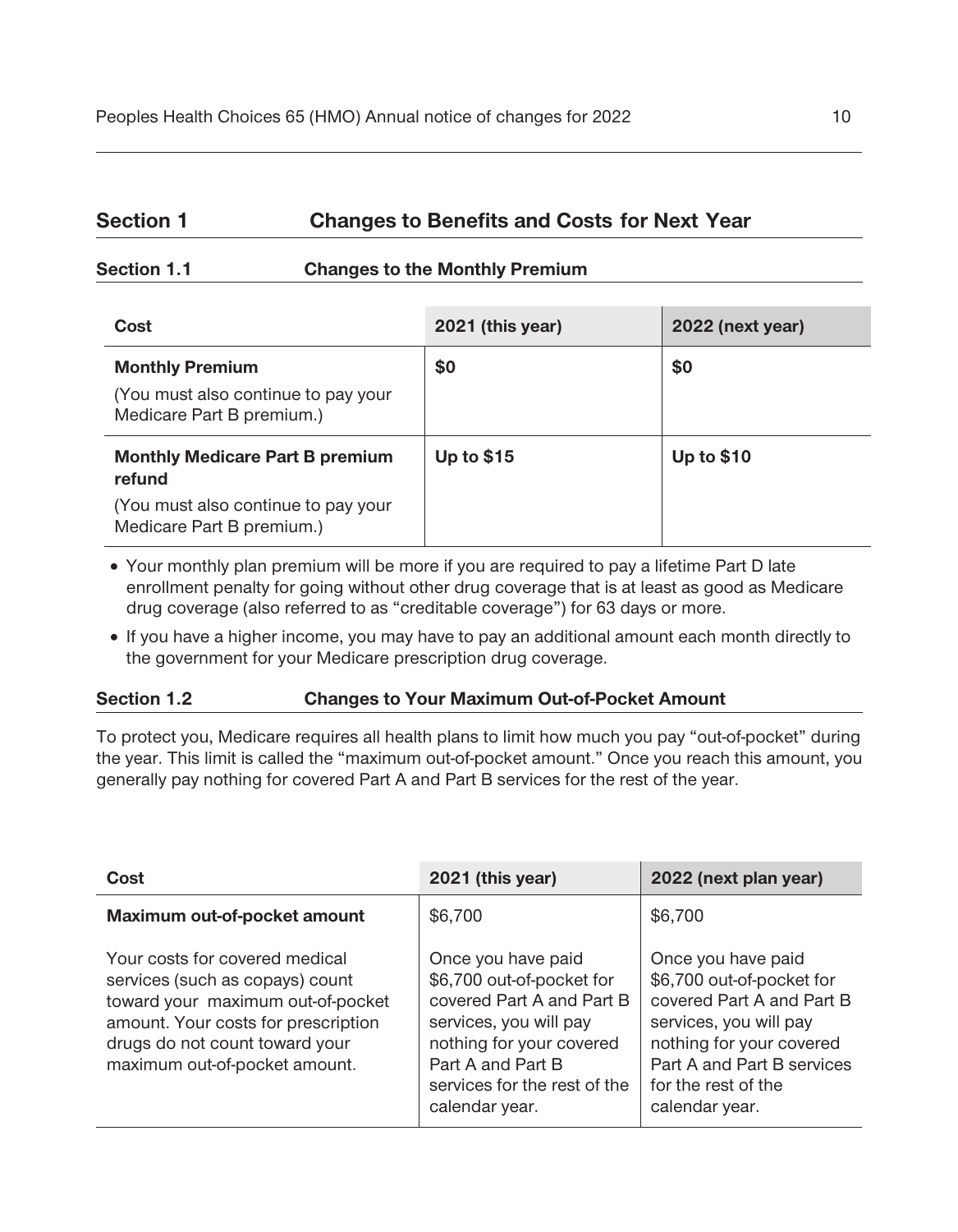## Section 1 Changes to Benefits and Costs for Next Year

### Section 1.1 Changes to the Monthly Premium

| Cost | 2021 (this year) | 2022 (next year) |
|---|---|---|
| **Monthly Premium**<br>(You must also continue to pay your Medicare Part B premium.) | **$0** | **$0** |
| **Monthly Medicare Part B premium refund**<br>(You must also continue to pay your Medicare Part B premium.) | **Up to $15** | **Up to $10** |

- Your monthly plan premium will be more if you are required to pay a lifetime Part D late enrollment penalty for going without other drug coverage that is at least as good as Medicare drug coverage (also referred to as "creditable coverage") for 63 days or more.
- If you have a higher income, you may have to pay an additional amount each month directly to the government for your Medicare prescription drug coverage.

### Section 1.2 Changes to Your Maximum Out-of-Pocket Amount

To protect you, Medicare requires all health plans to limit how much you pay "out-of-pocket" during the year. This limit is called the "maximum out-of-pocket amount." Once you reach this amount, you generally pay nothing for covered Part A and Part B services for the rest of the year.

| Cost | 2021 (this year) | 2022 (next plan year) |
|---|---|---|
| **Maximum out-of-pocket amount**<br><br>Your costs for covered medical services (such as copays) count toward your maximum out-of-pocket amount. Your costs for prescription drugs do not count toward your maximum out-of-pocket amount. | $6,700<br><br>Once you have paid $6,700 out-of-pocket for covered Part A and Part B services, you will pay nothing for your covered Part A and Part B services for the rest of the calendar year. | $6,700<br><br>Once you have paid $6,700 out-of-pocket for covered Part A and Part B services, you will pay nothing for your covered Part A and Part B services for the rest of the calendar year. |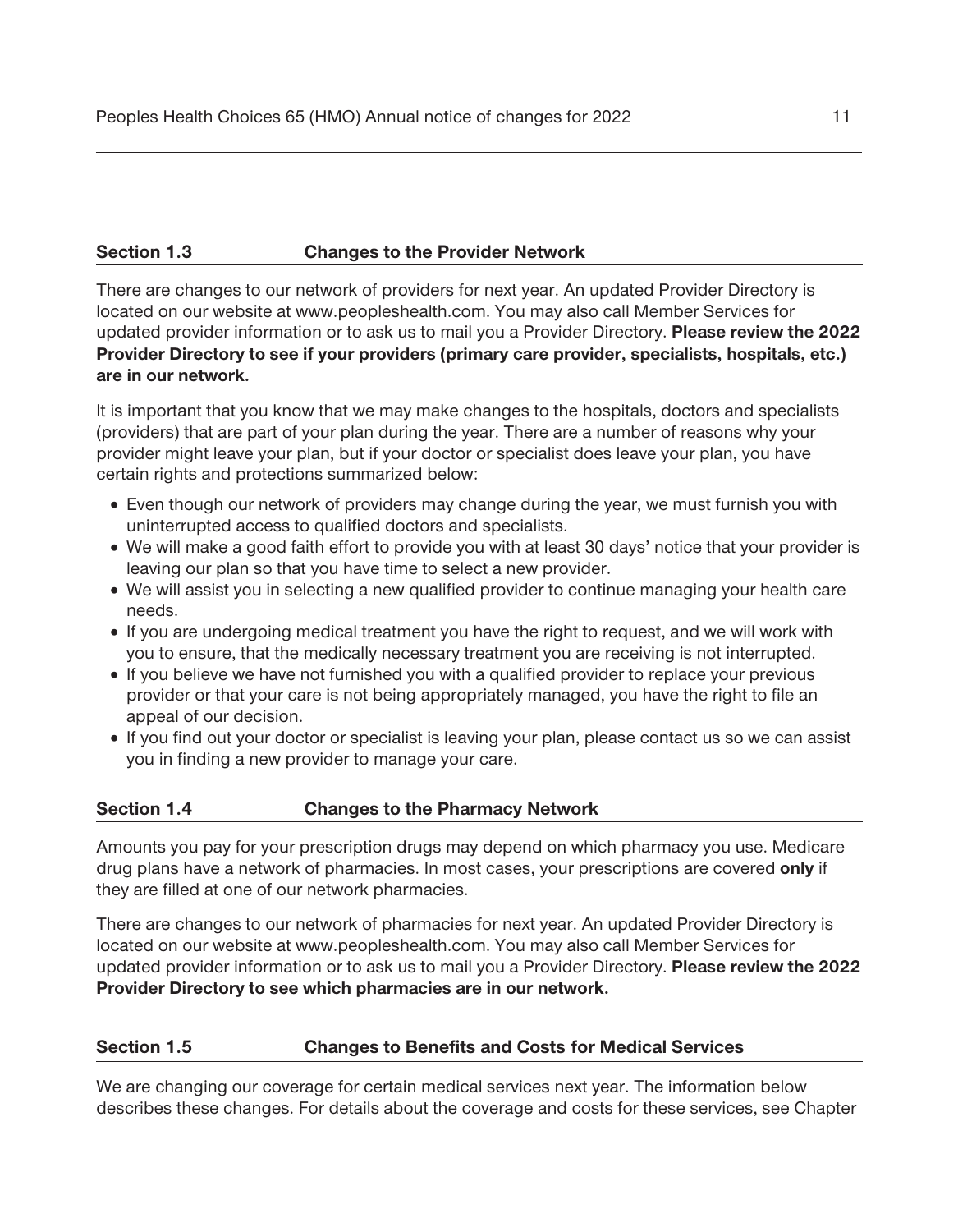### Section 1.3 Changes to the Provider Network

There are changes to our network of providers for next year. An updated Provider Directory is located on our website at www.peopleshealth.com. You may also call Member Services for updated provider information or to ask us to mail you a Provider Directory. **Please review the 2022 Provider Directory to see if your providers (primary care provider, specialists, hospitals, etc.) are in our network.**

It is important that you know that we may make changes to the hospitals, doctors and specialists (providers) that are part of your plan during the year. There are a number of reasons why your provider might leave your plan, but if your doctor or specialist does leave your plan, you have certain rights and protections summarized below:

- Even though our network of providers may change during the year, we must furnish you with uninterrupted access to qualified doctors and specialists.
- We will make a good faith effort to provide you with at least 30 days' notice that your provider is leaving our plan so that you have time to select a new provider.
- We will assist you in selecting a new qualified provider to continue managing your health care needs.
- If you are undergoing medical treatment you have the right to request, and we will work with you to ensure, that the medically necessary treatment you are receiving is not interrupted.
- If you believe we have not furnished you with a qualified provider to replace your previous provider or that your care is not being appropriately managed, you have the right to file an appeal of our decision.
- If you find out your doctor or specialist is leaving your plan, please contact us so we can assist you in finding a new provider to manage your care.

### Section 1.4 Changes to the Pharmacy Network

Amounts you pay for your prescription drugs may depend on which pharmacy you use. Medicare drug plans have a network of pharmacies. In most cases, your prescriptions are covered **only** if they are filled at one of our network pharmacies.

There are changes to our network of pharmacies for next year. An updated Provider Directory is located on our website at www.peopleshealth.com. You may also call Member Services for updated provider information or to ask us to mail you a Provider Directory. **Please review the 2022 Provider Directory to see which pharmacies are in our network.**

### Section 1.5 Changes to Benefits and Costs for Medical Services

We are changing our coverage for certain medical services next year. The information below describes these changes. For details about the coverage and costs for these services, see Chapter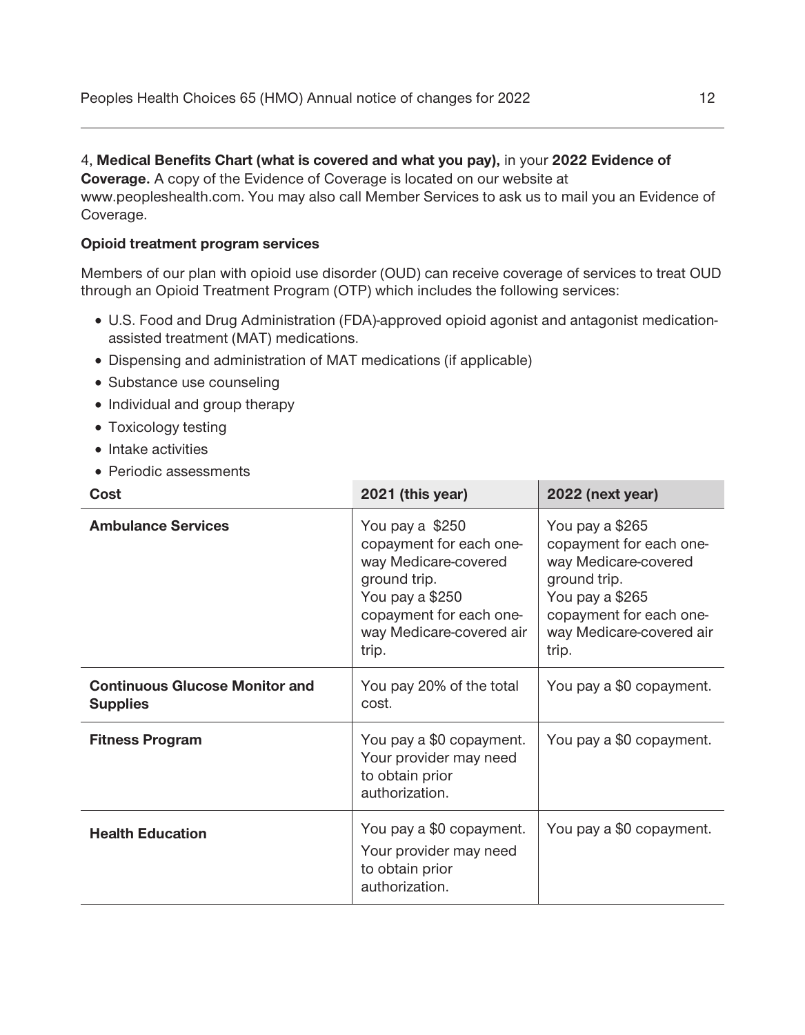4, **Medical Benefits Chart (what is covered and what you pay),** in your **2022 Evidence of Coverage.** A copy of the Evidence of Coverage is located on our website at www.peopleshealth.com. You may also call Member Services to ask us to mail you an Evidence of Coverage.

**Opioid treatment program services**

Members of our plan with opioid use disorder (OUD) can receive coverage of services to treat OUD through an Opioid Treatment Program (OTP) which includes the following services:

- U.S. Food and Drug Administration (FDA)-approved opioid agonist and antagonist medication-assisted treatment (MAT) medications.
- Dispensing and administration of MAT medications (if applicable)
- Substance use counseling
- Individual and group therapy
- Toxicology testing
- Intake activities
- Periodic assessments

| Cost | 2021 (this year) | 2022 (next year) |
|---|---|---|
| **Ambulance Services** | You pay a $250 copayment for each one-way Medicare-covered ground trip.<br>You pay a $250 copayment for each one-way Medicare-covered air trip. | You pay a $265 copayment for each one-way Medicare-covered ground trip.<br>You pay a $265 copayment for each one-way Medicare-covered air trip. |
| **Continuous Glucose Monitor and Supplies** | You pay 20% of the total cost. | You pay a $0 copayment. |
| **Fitness Program** | You pay a $0 copayment. Your provider may need to obtain prior authorization. | You pay a $0 copayment. |
| **Health Education** | You pay a $0 copayment.<br>Your provider may need to obtain prior authorization. | You pay a $0 copayment. |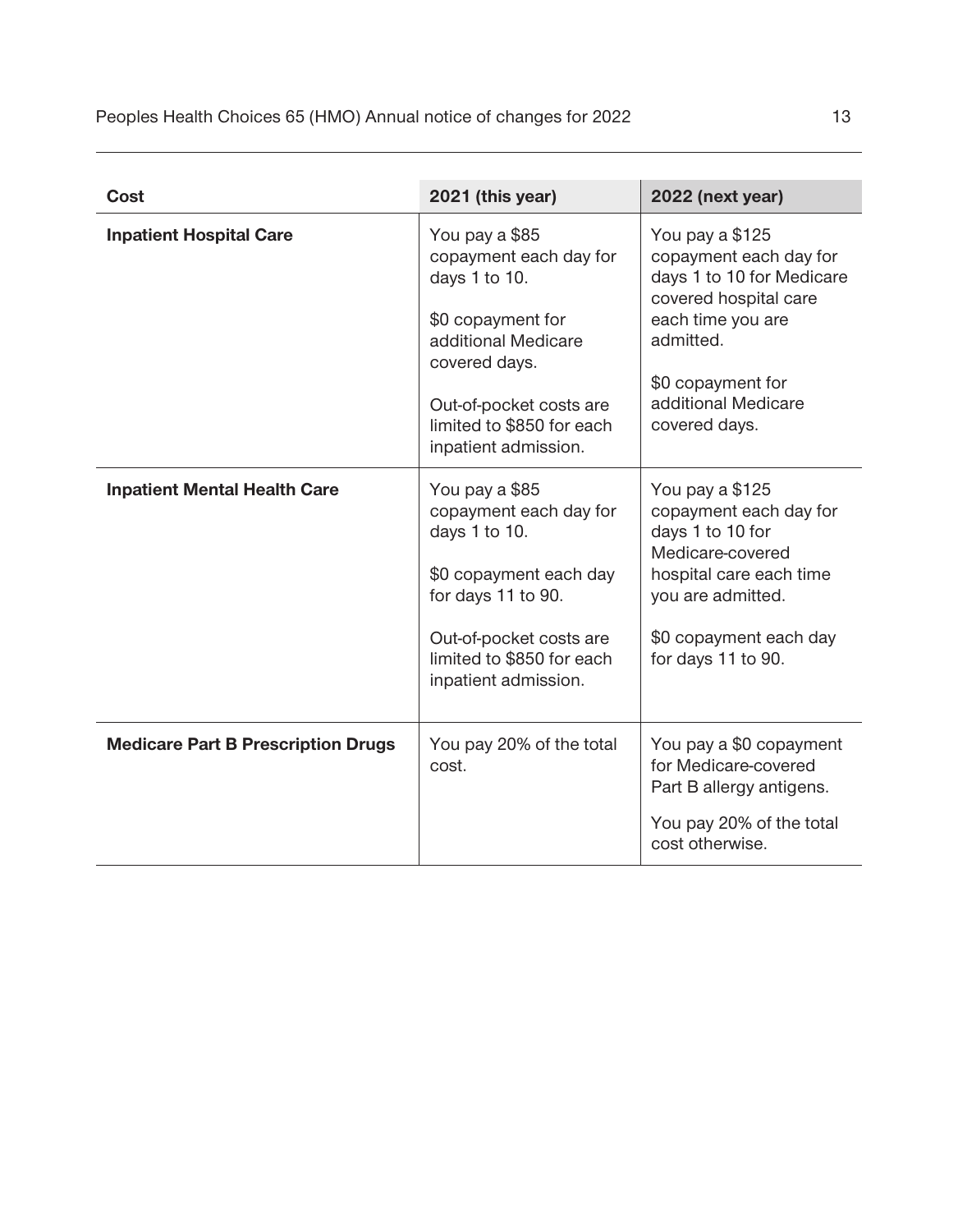| Cost | 2021 (this year) | 2022 (next year) |
|---|---|---|
| **Inpatient Hospital Care** | You pay a $85 copayment each day for days 1 to 10.<br><br>$0 copayment for additional Medicare covered days.<br><br>Out-of-pocket costs are limited to $850 for each inpatient admission. | You pay a $125 copayment each day for days 1 to 10 for Medicare covered hospital care each time you are admitted.<br><br>$0 copayment for additional Medicare covered days. |
| **Inpatient Mental Health Care** | You pay a $85 copayment each day for days 1 to 10.<br><br>$0 copayment each day for days 11 to 90.<br><br>Out-of-pocket costs are limited to $850 for each inpatient admission. | You pay a $125 copayment each day for days 1 to 10 for Medicare-covered hospital care each time you are admitted.<br><br>$0 copayment each day for days 11 to 90. |
| **Medicare Part B Prescription Drugs** | You pay 20% of the total cost. | You pay a $0 copayment for Medicare-covered Part B allergy antigens.<br><br>You pay 20% of the total cost otherwise. |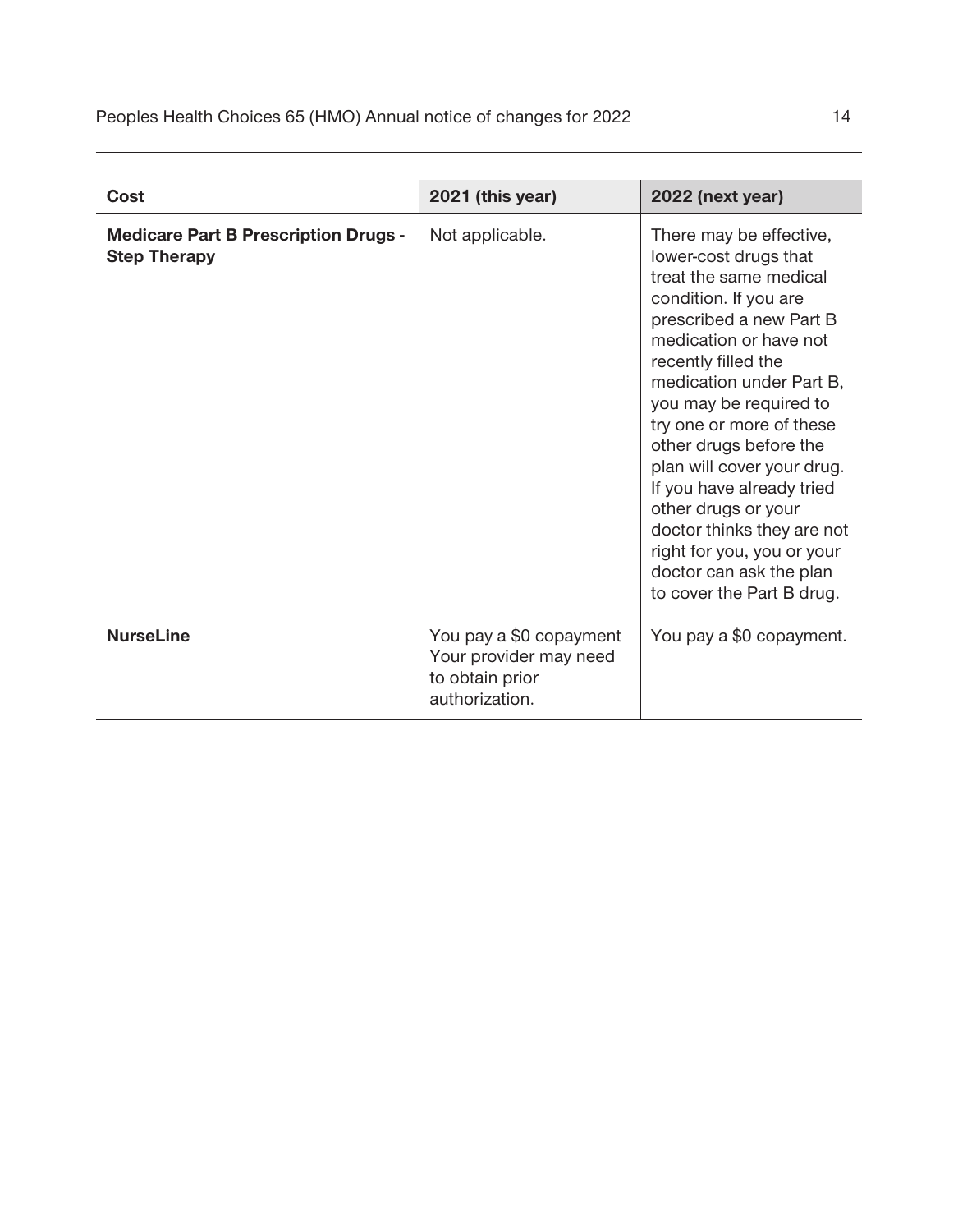| Cost | 2021 (this year) | 2022 (next year) |
|---|---|---|
| **Medicare Part B Prescription Drugs - Step Therapy** | Not applicable. | There may be effective, lower-cost drugs that treat the same medical condition. If you are prescribed a new Part B medication or have not recently filled the medication under Part B, you may be required to try one or more of these other drugs before the plan will cover your drug. If you have already tried other drugs or your doctor thinks they are not right for you, you or your doctor can ask the plan to cover the Part B drug. |
| **NurseLine** | You pay a $0 copayment Your provider may need to obtain prior authorization. | You pay a $0 copayment. |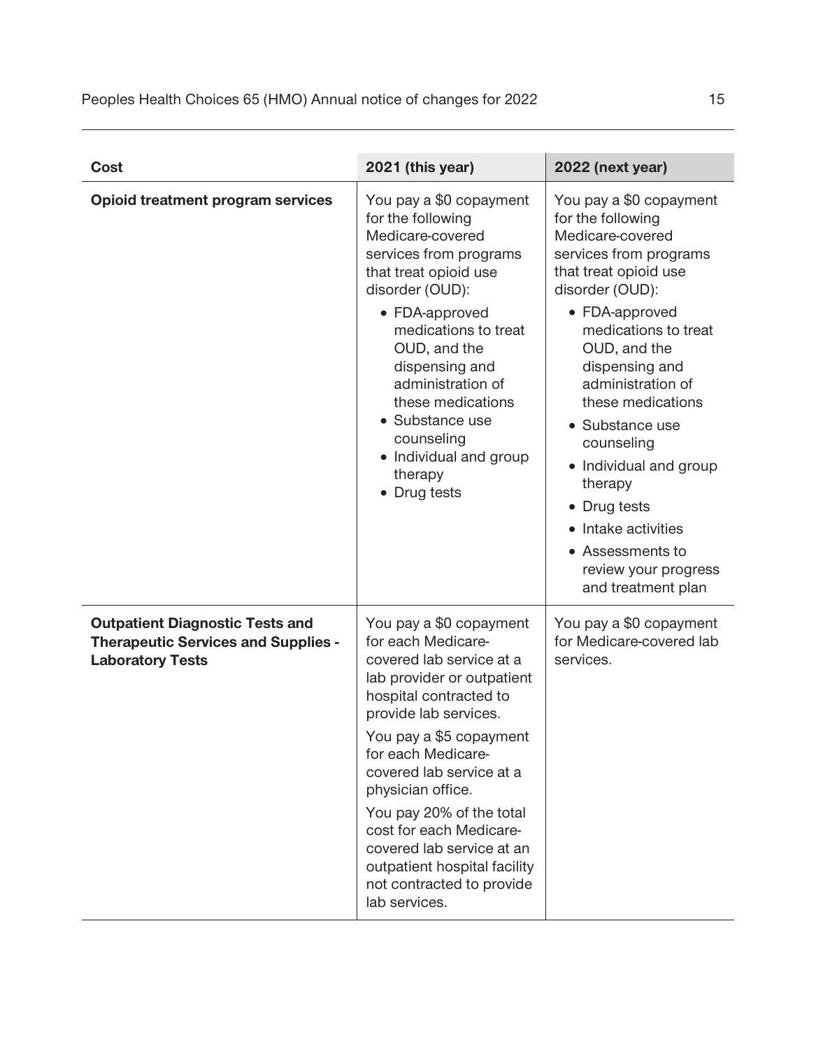| Cost | 2021 (this year) | 2022 (next year) |
|---|---|---|
| **Opioid treatment program services** | You pay a $0 copayment for the following Medicare-covered services from programs that treat opioid use disorder (OUD):<br>• FDA-approved medications to treat OUD, and the dispensing and administration of these medications<br>• Substance use counseling<br>• Individual and group therapy<br>• Drug tests | You pay a $0 copayment for the following Medicare-covered services from programs that treat opioid use disorder (OUD):<br>• FDA-approved medications to treat OUD, and the dispensing and administration of these medications<br>• Substance use counseling<br>• Individual and group therapy<br>• Drug tests<br>• Intake activities<br>• Assessments to review your progress and treatment plan |
| **Outpatient Diagnostic Tests and Therapeutic Services and Supplies - Laboratory Tests** | You pay a $0 copayment for each Medicare-covered lab service at a lab provider or outpatient hospital contracted to provide lab services.<br>You pay a $5 copayment for each Medicare-covered lab service at a physician office.<br>You pay 20% of the total cost for each Medicare-covered lab service at an outpatient hospital facility not contracted to provide lab services. | You pay a $0 copayment for Medicare-covered lab services. |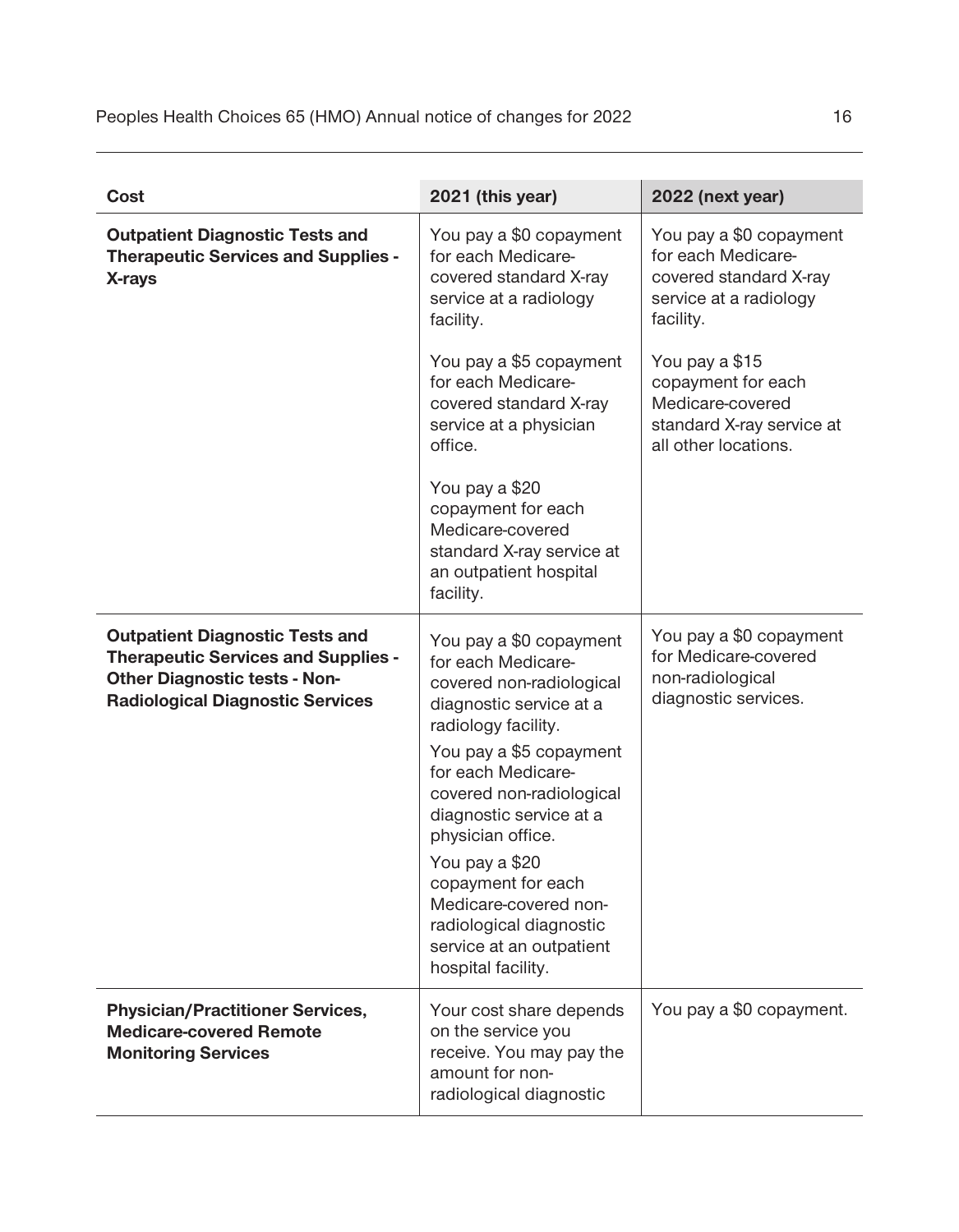| Cost | 2021 (this year) | 2022 (next year) |
|---|---|---|
| **Outpatient Diagnostic Tests and Therapeutic Services and Supplies - X-rays** | You pay a $0 copayment for each Medicare-covered standard X-ray service at a radiology facility.<br><br>You pay a $5 copayment for each Medicare-covered standard X-ray service at a physician office.<br><br>You pay a $20 copayment for each Medicare-covered standard X-ray service at an outpatient hospital facility. | You pay a $0 copayment for each Medicare-covered standard X-ray service at a radiology facility.<br><br>You pay a $15 copayment for each Medicare-covered standard X-ray service at all other locations. |
| **Outpatient Diagnostic Tests and Therapeutic Services and Supplies - Other Diagnostic tests - Non-Radiological Diagnostic Services** | You pay a $0 copayment for each Medicare-covered non-radiological diagnostic service at a radiology facility.<br><br>You pay a $5 copayment for each Medicare-covered non-radiological diagnostic service at a physician office.<br><br>You pay a $20 copayment for each Medicare-covered non-radiological diagnostic service at an outpatient hospital facility. | You pay a $0 copayment for Medicare-covered non-radiological diagnostic services. |
| **Physician/Practitioner Services, Medicare-covered Remote Monitoring Services** | Your cost share depends on the service you receive. You may pay the amount for non-radiological diagnostic | You pay a $0 copayment. |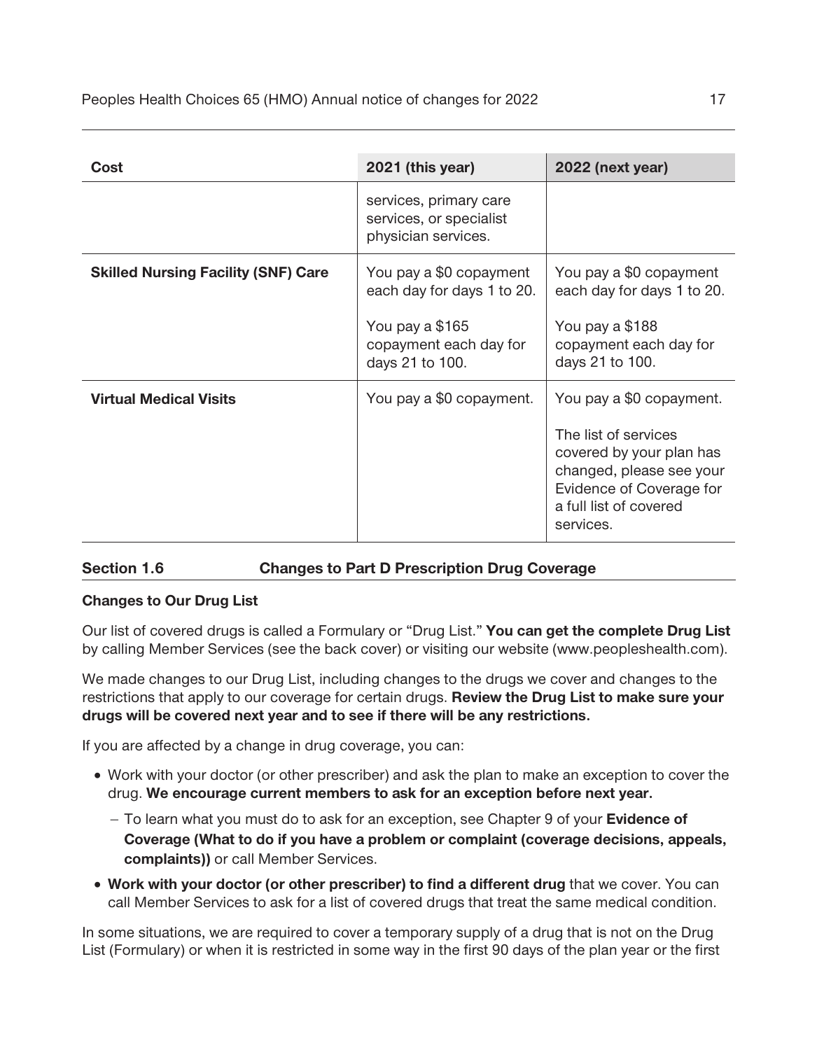| Cost | 2021 (this year) | 2022 (next year) |
|---|---|---|
| | services, primary care services, or specialist physician services. | |
| **Skilled Nursing Facility (SNF) Care** | You pay a $0 copayment each day for days 1 to 20.<br><br>You pay a $165 copayment each day for days 21 to 100. | You pay a $0 copayment each day for days 1 to 20.<br><br>You pay a $188 copayment each day for days 21 to 100. |
| **Virtual Medical Visits** | You pay a $0 copayment. | You pay a $0 copayment.<br><br>The list of services covered by your plan has changed, please see your Evidence of Coverage for a full list of covered services. |

### Section 1.6 Changes to Part D Prescription Drug Coverage

**Changes to Our Drug List**

Our list of covered drugs is called a Formulary or "Drug List." **You can get the complete Drug List** by calling Member Services (see the back cover) or visiting our website (www.peopleshealth.com).

We made changes to our Drug List, including changes to the drugs we cover and changes to the restrictions that apply to our coverage for certain drugs. **Review the Drug List to make sure your drugs will be covered next year and to see if there will be any restrictions.**

If you are affected by a change in drug coverage, you can:

- Work with your doctor (or other prescriber) and ask the plan to make an exception to cover the drug. **We encourage current members to ask for an exception before next year.**
  - To learn what you must do to ask for an exception, see Chapter 9 of your **Evidence of Coverage (What to do if you have a problem or complaint (coverage decisions, appeals, complaints))** or call Member Services.
- **Work with your doctor (or other prescriber) to find a different drug** that we cover. You can call Member Services to ask for a list of covered drugs that treat the same medical condition.

In some situations, we are required to cover a temporary supply of a drug that is not on the Drug List (Formulary) or when it is restricted in some way in the first 90 days of the plan year or the first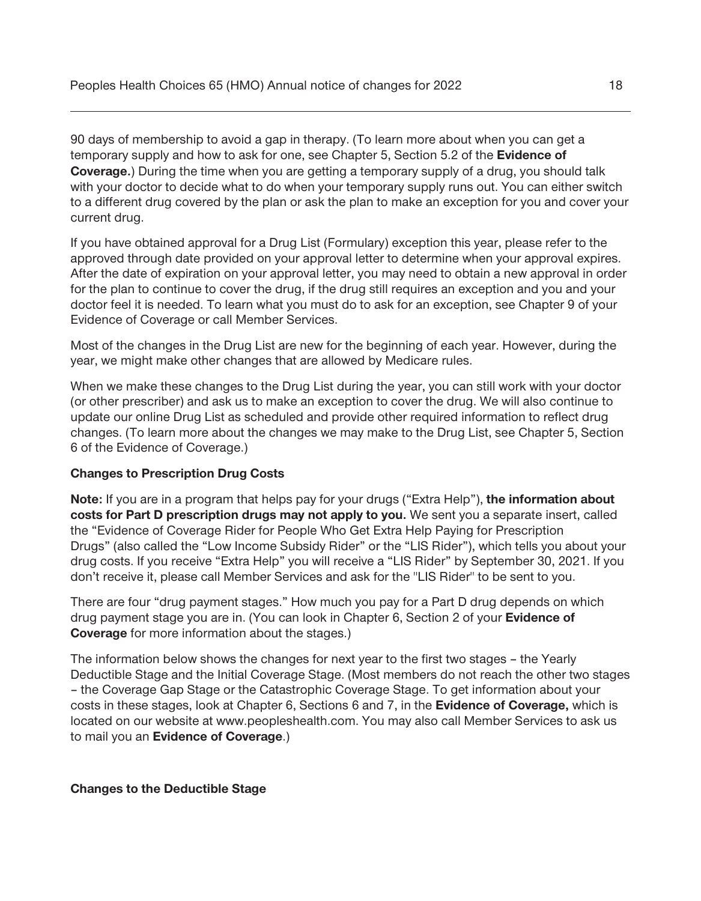90 days of membership to avoid a gap in therapy. (To learn more about when you can get a temporary supply and how to ask for one, see Chapter 5, Section 5.2 of the **Evidence of Coverage.**) During the time when you are getting a temporary supply of a drug, you should talk with your doctor to decide what to do when your temporary supply runs out. You can either switch to a different drug covered by the plan or ask the plan to make an exception for you and cover your current drug.

If you have obtained approval for a Drug List (Formulary) exception this year, please refer to the approved through date provided on your approval letter to determine when your approval expires. After the date of expiration on your approval letter, you may need to obtain a new approval in order for the plan to continue to cover the drug, if the drug still requires an exception and you and your doctor feel it is needed. To learn what you must do to ask for an exception, see Chapter 9 of your Evidence of Coverage or call Member Services.

Most of the changes in the Drug List are new for the beginning of each year. However, during the year, we might make other changes that are allowed by Medicare rules.

When we make these changes to the Drug List during the year, you can still work with your doctor (or other prescriber) and ask us to make an exception to cover the drug. We will also continue to update our online Drug List as scheduled and provide other required information to reflect drug changes. (To learn more about the changes we may make to the Drug List, see Chapter 5, Section 6 of the Evidence of Coverage.)

**Changes to Prescription Drug Costs**

**Note:** If you are in a program that helps pay for your drugs ("Extra Help"), **the information about costs for Part D prescription drugs may not apply to you.** We sent you a separate insert, called the "Evidence of Coverage Rider for People Who Get Extra Help Paying for Prescription Drugs" (also called the "Low Income Subsidy Rider" or the "LIS Rider"), which tells you about your drug costs. If you receive "Extra Help" you will receive a "LIS Rider" by September 30, 2021. If you don't receive it, please call Member Services and ask for the "LIS Rider" to be sent to you.

There are four "drug payment stages." How much you pay for a Part D drug depends on which drug payment stage you are in. (You can look in Chapter 6, Section 2 of your **Evidence of Coverage** for more information about the stages.)

The information below shows the changes for next year to the first two stages – the Yearly Deductible Stage and the Initial Coverage Stage. (Most members do not reach the other two stages – the Coverage Gap Stage or the Catastrophic Coverage Stage. To get information about your costs in these stages, look at Chapter 6, Sections 6 and 7, in the **Evidence of Coverage,** which is located on our website at www.peopleshealth.com. You may also call Member Services to ask us to mail you an **Evidence of Coverage**.)

**Changes to the Deductible Stage**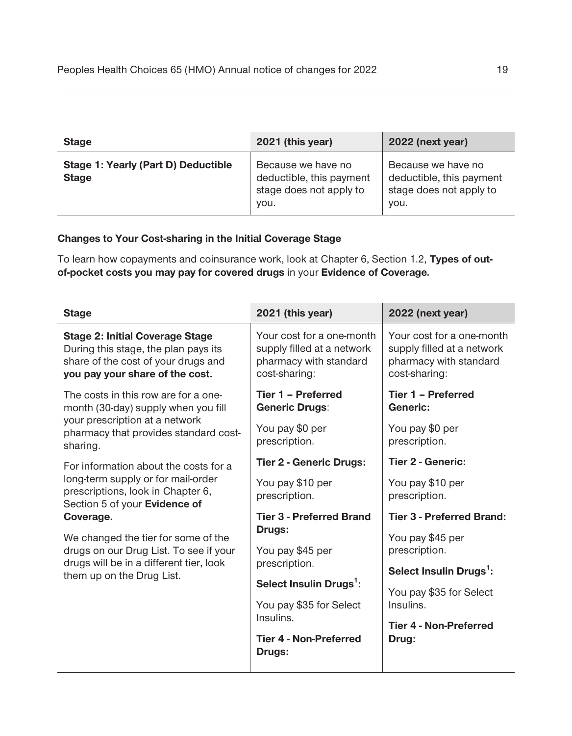| Stage | 2021 (this year) | 2022 (next year) |
|---|---|---|
| **Stage 1: Yearly (Part D) Deductible Stage** | Because we have no deductible, this payment stage does not apply to you. | Because we have no deductible, this payment stage does not apply to you. |

**Changes to Your Cost-sharing in the Initial Coverage Stage**

To learn how copayments and coinsurance work, look at Chapter 6, Section 1.2, **Types of out-of-pocket costs you may pay for covered drugs** in your **Evidence of Coverage.**

| Stage | 2021 (this year) | 2022 (next year) |
|---|---|---|
| **Stage 2: Initial Coverage Stage** During this stage, the plan pays its share of the cost of your drugs and **you pay your share of the cost.**<br><br>The costs in this row are for a one-month (30-day) supply when you fill your prescription at a network pharmacy that provides standard cost-sharing.<br><br>For information about the costs for a long-term supply or for mail-order prescriptions, look in Chapter 6, Section 5 of your **Evidence of Coverage.**<br><br>We changed the tier for some of the drugs on our Drug List. To see if your drugs will be in a different tier, look them up on the Drug List. | Your cost for a one-month supply filled at a network pharmacy with standard cost-sharing:<br><br>**Tier 1 – Preferred Generic Drugs**:<br><br>You pay $0 per prescription.<br><br>**Tier 2 - Generic Drugs:**<br><br>You pay $10 per prescription.<br><br>**Tier 3 - Preferred Brand Drugs:**<br><br>You pay $45 per prescription.<br><br>**Select Insulin Drugs[1]:**<br><br>You pay $35 for Select Insulins.<br><br>**Tier 4 - Non-Preferred Drugs:** | Your cost for a one-month supply filled at a network pharmacy with standard cost-sharing:<br><br>**Tier 1 – Preferred Generic:**<br><br>You pay $0 per prescription.<br><br>**Tier 2 - Generic:**<br><br>You pay $10 per prescription.<br><br>**Tier 3 - Preferred Brand:**<br><br>You pay $45 per prescription.<br><br>**Select Insulin Drugs[1]:**<br><br>You pay $35 for Select Insulins.<br><br>**Tier 4 - Non-Preferred Drug:** |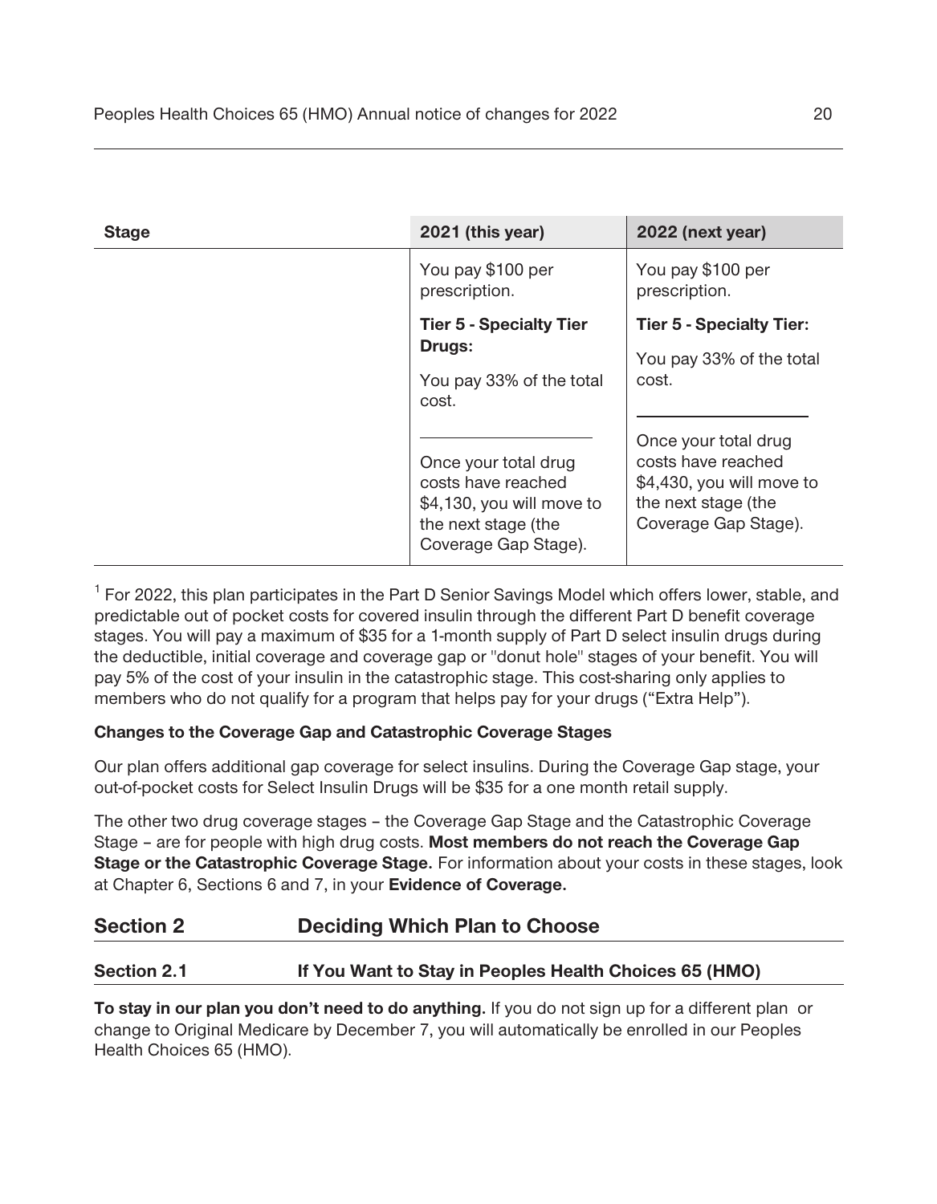| Stage | 2021 (this year) | 2022 (next year) |
|---|---|---|
| | You pay $100 per prescription.<br><br>**Tier 5 - Specialty Tier Drugs:**<br><br>You pay 33% of the total cost.<br><br>Once your total drug costs have reached $4,130, you will move to the next stage (the Coverage Gap Stage). | You pay $100 per prescription.<br><br>**Tier 5 - Specialty Tier:**<br><br>You pay 33% of the total cost.<br><br>Once your total drug costs have reached $4,430, you will move to the next stage (the Coverage Gap Stage). |

[1] For 2022, this plan participates in the Part D Senior Savings Model which offers lower, stable, and predictable out of pocket costs for covered insulin through the different Part D benefit coverage stages. You will pay a maximum of $35 for a 1-month supply of Part D select insulin drugs during the deductible, initial coverage and coverage gap or "donut hole" stages of your benefit. You will pay 5% of the cost of your insulin in the catastrophic stage. This cost-sharing only applies to members who do not qualify for a program that helps pay for your drugs ("Extra Help").

**Changes to the Coverage Gap and Catastrophic Coverage Stages**

Our plan offers additional gap coverage for select insulins. During the Coverage Gap stage, your out-of-pocket costs for Select Insulin Drugs will be $35 for a one month retail supply.

The other two drug coverage stages – the Coverage Gap Stage and the Catastrophic Coverage Stage – are for people with high drug costs. **Most members do not reach the Coverage Gap Stage or the Catastrophic Coverage Stage.** For information about your costs in these stages, look at Chapter 6, Sections 6 and 7, in your **Evidence of Coverage.**

## Section 2 Deciding Which Plan to Choose

### Section 2.1 If You Want to Stay in Peoples Health Choices 65 (HMO)

**To stay in our plan you don't need to do anything.** If you do not sign up for a different plan or change to Original Medicare by December 7, you will automatically be enrolled in our Peoples Health Choices 65 (HMO).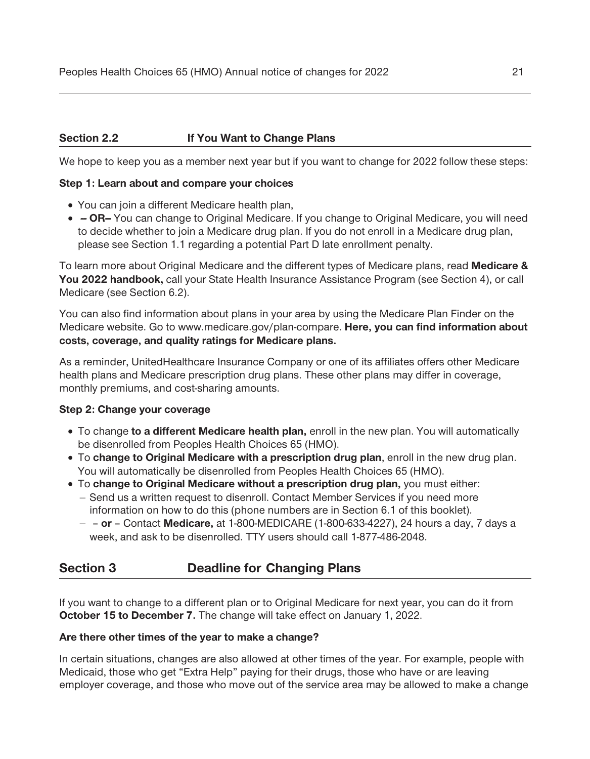### Section 2.2 If You Want to Change Plans

We hope to keep you as a member next year but if you want to change for 2022 follow these steps:

**Step 1: Learn about and compare your choices**

- You can join a different Medicare health plan,
- **– OR–** You can change to Original Medicare. If you change to Original Medicare, you will need to decide whether to join a Medicare drug plan. If you do not enroll in a Medicare drug plan, please see Section 1.1 regarding a potential Part D late enrollment penalty.

To learn more about Original Medicare and the different types of Medicare plans, read **Medicare & You 2022 handbook,** call your State Health Insurance Assistance Program (see Section 4), or call Medicare (see Section 6.2).

You can also find information about plans in your area by using the Medicare Plan Finder on the Medicare website. Go to www.medicare.gov/plan-compare. **Here, you can find information about costs, coverage, and quality ratings for Medicare plans.**

As a reminder, UnitedHealthcare Insurance Company or one of its affiliates offers other Medicare health plans and Medicare prescription drug plans. These other plans may differ in coverage, monthly premiums, and cost-sharing amounts.

**Step 2: Change your coverage**

- To change **to a different Medicare health plan,** enroll in the new plan. You will automatically be disenrolled from Peoples Health Choices 65 (HMO).
- To **change to Original Medicare with a prescription drug plan**, enroll in the new drug plan. You will automatically be disenrolled from Peoples Health Choices 65 (HMO).
- To **change to Original Medicare without a prescription drug plan,** you must either:
  - Send us a written request to disenroll. Contact Member Services if you need more information on how to do this (phone numbers are in Section 6.1 of this booklet).
  - – **or** – Contact **Medicare,** at 1-800-MEDICARE (1-800-633-4227), 24 hours a day, 7 days a week, and ask to be disenrolled. TTY users should call 1-877-486-2048.

## Section 3 Deadline for Changing Plans

If you want to change to a different plan or to Original Medicare for next year, you can do it from **October 15 to December 7.** The change will take effect on January 1, 2022.

**Are there other times of the year to make a change?**

In certain situations, changes are also allowed at other times of the year. For example, people with Medicaid, those who get "Extra Help" paying for their drugs, those who have or are leaving employer coverage, and those who move out of the service area may be allowed to make a change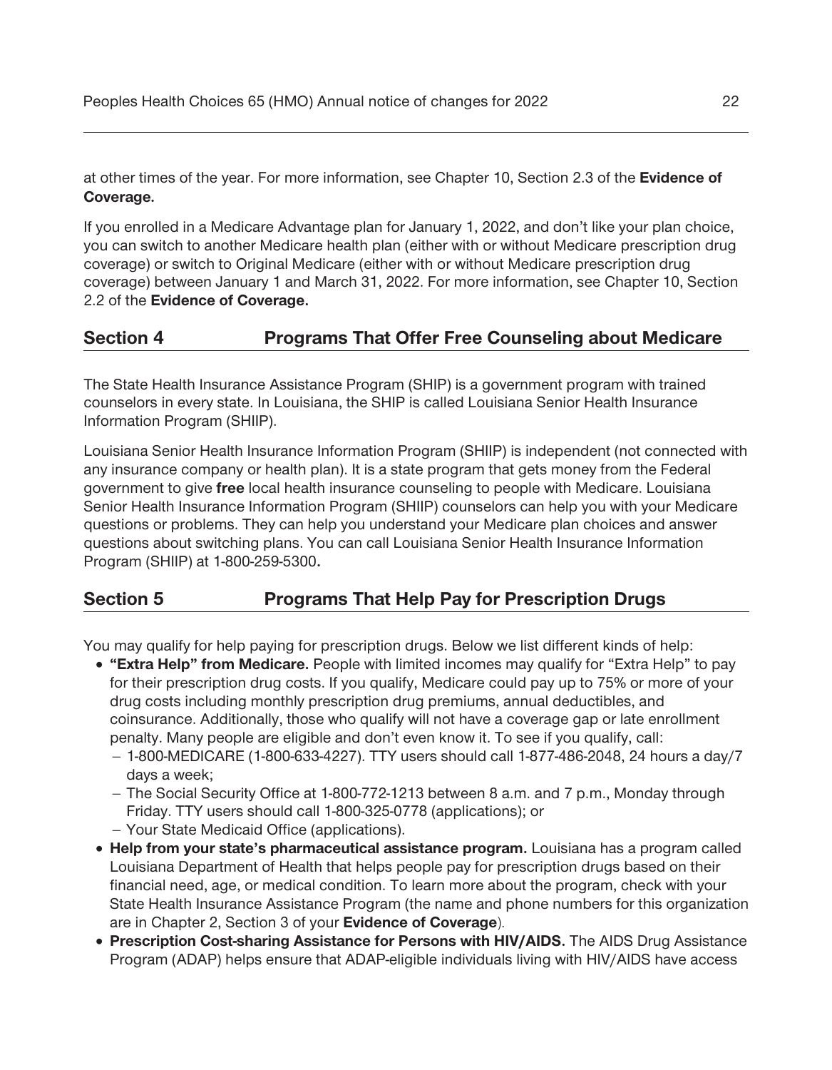at other times of the year. For more information, see Chapter 10, Section 2.3 of the **Evidence of Coverage.**

If you enrolled in a Medicare Advantage plan for January 1, 2022, and don't like your plan choice, you can switch to another Medicare health plan (either with or without Medicare prescription drug coverage) or switch to Original Medicare (either with or without Medicare prescription drug coverage) between January 1 and March 31, 2022. For more information, see Chapter 10, Section 2.2 of the **Evidence of Coverage.**

## Section 4 Programs That Offer Free Counseling about Medicare

The State Health Insurance Assistance Program (SHIP) is a government program with trained counselors in every state. In Louisiana, the SHIP is called Louisiana Senior Health Insurance Information Program (SHIIP).

Louisiana Senior Health Insurance Information Program (SHIIP) is independent (not connected with any insurance company or health plan). It is a state program that gets money from the Federal government to give **free** local health insurance counseling to people with Medicare. Louisiana Senior Health Insurance Information Program (SHIIP) counselors can help you with your Medicare questions or problems. They can help you understand your Medicare plan choices and answer questions about switching plans. You can call Louisiana Senior Health Insurance Information Program (SHIIP) at 1-800-259-5300**.**

## Section 5 Programs That Help Pay for Prescription Drugs

You may qualify for help paying for prescription drugs. Below we list different kinds of help:

- **"Extra Help" from Medicare.** People with limited incomes may qualify for "Extra Help" to pay for their prescription drug costs. If you qualify, Medicare could pay up to 75% or more of your drug costs including monthly prescription drug premiums, annual deductibles, and coinsurance. Additionally, those who qualify will not have a coverage gap or late enrollment penalty. Many people are eligible and don't even know it. To see if you qualify, call:
  - 1-800-MEDICARE (1-800-633-4227). TTY users should call 1-877-486-2048, 24 hours a day/7 days a week;
  - The Social Security Office at 1-800-772-1213 between 8 a.m. and 7 p.m., Monday through Friday. TTY users should call 1-800-325-0778 (applications); or
  - Your State Medicaid Office (applications).
- **Help from your state's pharmaceutical assistance program.** Louisiana has a program called Louisiana Department of Health that helps people pay for prescription drugs based on their financial need, age, or medical condition. To learn more about the program, check with your State Health Insurance Assistance Program (the name and phone numbers for this organization are in Chapter 2, Section 3 of your **Evidence of Coverage**).
- **Prescription Cost-sharing Assistance for Persons with HIV/AIDS.** The AIDS Drug Assistance Program (ADAP) helps ensure that ADAP-eligible individuals living with HIV/AIDS have access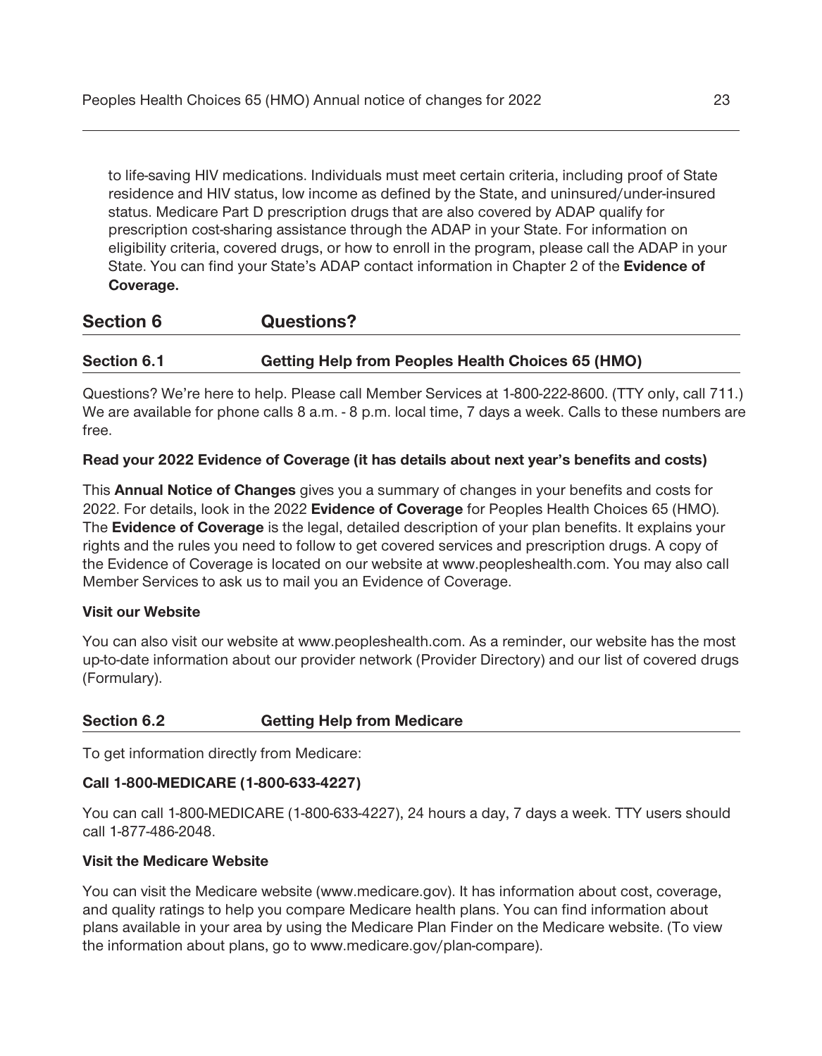to life-saving HIV medications. Individuals must meet certain criteria, including proof of State residence and HIV status, low income as defined by the State, and uninsured/under-insured status. Medicare Part D prescription drugs that are also covered by ADAP qualify for prescription cost-sharing assistance through the ADAP in your State. For information on eligibility criteria, covered drugs, or how to enroll in the program, please call the ADAP in your State. You can find your State's ADAP contact information in Chapter 2 of the **Evidence of Coverage.**

## Section 6 Questions?

### Section 6.1 Getting Help from Peoples Health Choices 65 (HMO)

Questions? We're here to help. Please call Member Services at 1-800-222-8600. (TTY only, call 711.) We are available for phone calls 8 a.m. - 8 p.m. local time, 7 days a week. Calls to these numbers are free.

**Read your 2022 Evidence of Coverage (it has details about next year's benefits and costs)**

This **Annual Notice of Changes** gives you a summary of changes in your benefits and costs for 2022. For details, look in the 2022 **Evidence of Coverage** for Peoples Health Choices 65 (HMO). The **Evidence of Coverage** is the legal, detailed description of your plan benefits. It explains your rights and the rules you need to follow to get covered services and prescription drugs. A copy of the Evidence of Coverage is located on our website at www.peopleshealth.com. You may also call Member Services to ask us to mail you an Evidence of Coverage.

**Visit our Website**

You can also visit our website at www.peopleshealth.com. As a reminder, our website has the most up-to-date information about our provider network (Provider Directory) and our list of covered drugs (Formulary).

### Section 6.2 Getting Help from Medicare

To get information directly from Medicare:

**Call 1-800-MEDICARE (1-800-633-4227)**

You can call 1-800-MEDICARE (1-800-633-4227), 24 hours a day, 7 days a week. TTY users should call 1-877-486-2048.

**Visit the Medicare Website**

You can visit the Medicare website (www.medicare.gov). It has information about cost, coverage, and quality ratings to help you compare Medicare health plans. You can find information about plans available in your area by using the Medicare Plan Finder on the Medicare website. (To view the information about plans, go to www.medicare.gov/plan-compare).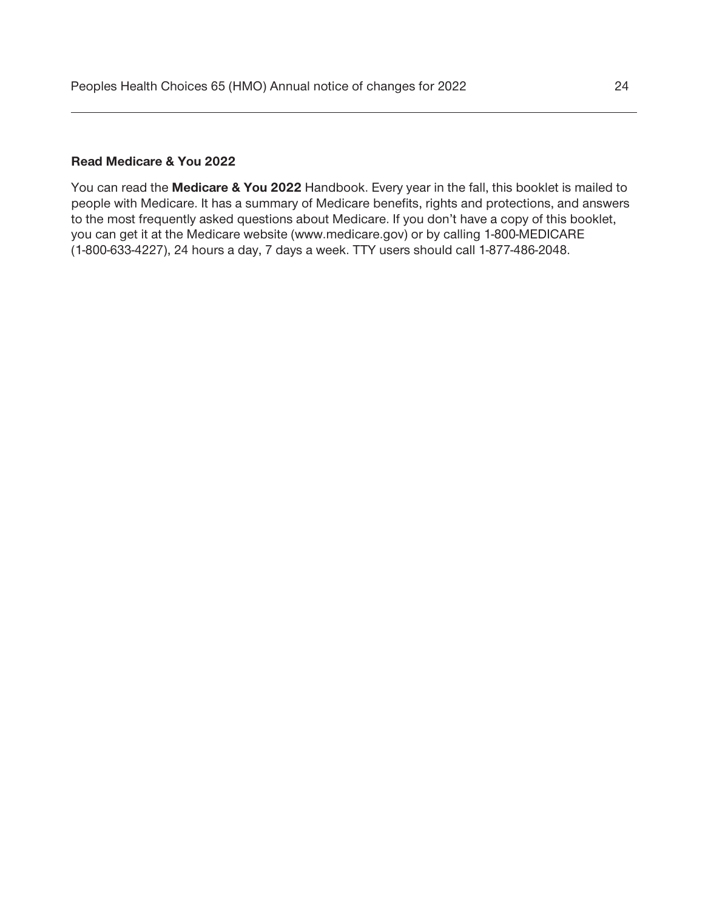### Read Medicare & You 2022

You can read the **Medicare & You 2022** Handbook. Every year in the fall, this booklet is mailed to people with Medicare. It has a summary of Medicare benefits, rights and protections, and answers to the most frequently asked questions about Medicare. If you don't have a copy of this booklet, you can get it at the Medicare website (www.medicare.gov) or by calling 1-800-MEDICARE (1-800-633-4227), 24 hours a day, 7 days a week. TTY users should call 1-877-486-2048.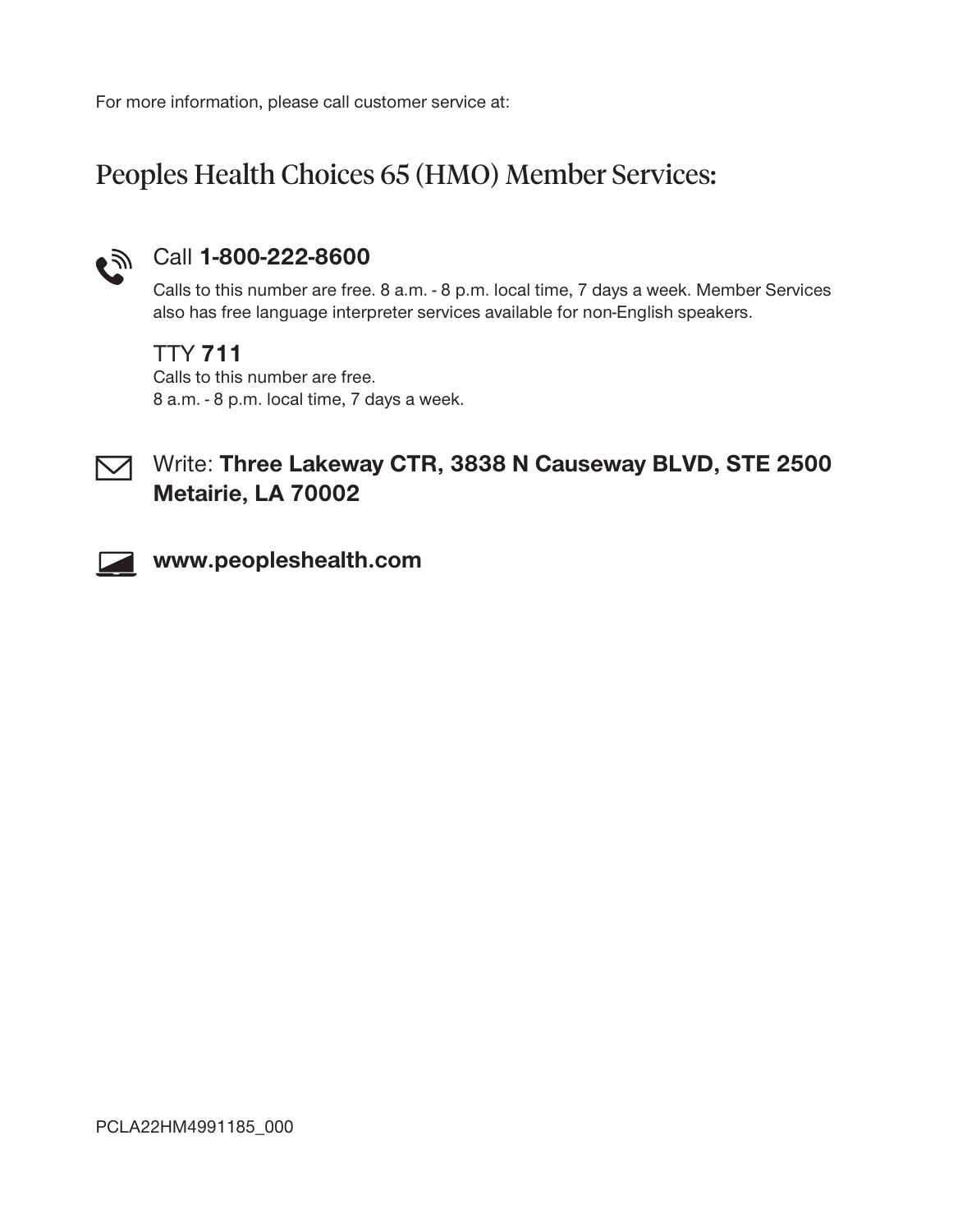For more information, please call customer service at:

## Peoples Health Choices 65 (HMO) Member Services:

Call **1-800-222-8600**

Calls to this number are free. 8 a.m. - 8 p.m. local time, 7 days a week. Member Services also has free language interpreter services available for non-English speakers.

TTY **711**

Calls to this number are free.
8 a.m. - 8 p.m. local time, 7 days a week.

Write: **Three Lakeway CTR, 3838 N Causeway BLVD, STE 2500 Metairie, LA 70002**

**www.peopleshealth.com**

PCLA22HM4991185_000